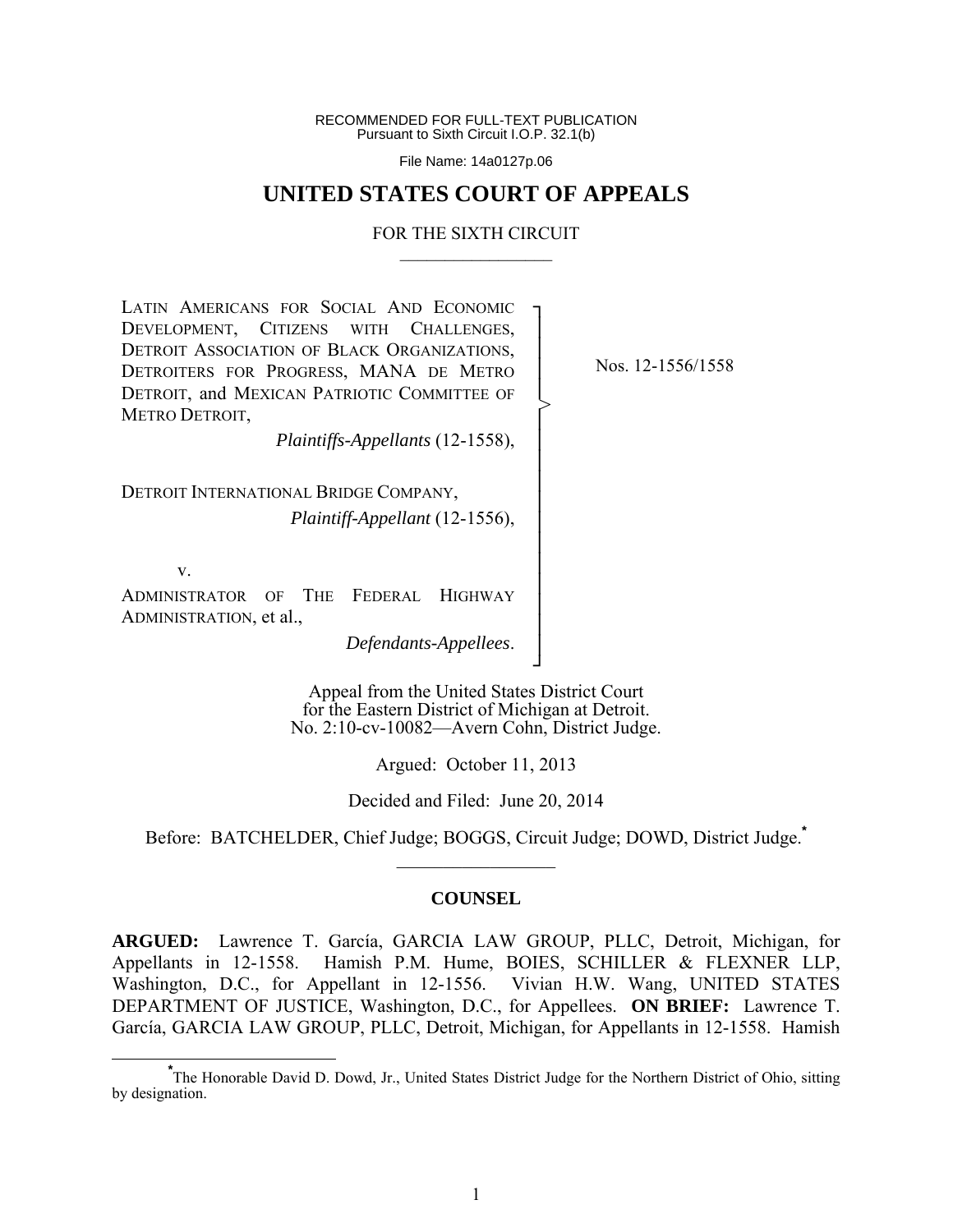RECOMMENDED FOR FULL-TEXT PUBLICATION
Pursuant to Sixth Circuit I.O.P. 32.1(b)

File Name: 14a0127p.06

# UNITED STATES COURT OF APPEALS

FOR THE SIXTH CIRCUIT

---

LATIN AMERICANS FOR SOCIAL AND ECONOMIC DEVELOPMENT, CITIZENS WITH CHALLENGES, DETROIT ASSOCIATION OF BLACK ORGANIZATIONS, DETROITERS FOR PROGRESS, MANA DE METRO DETROIT, and MEXICAN PATRIOTIC COMMITTEE OF METRO DETROIT,

*Plaintiffs-Appellants* (12-1558),

DETROIT INTERNATIONAL BRIDGE COMPANY,

*Plaintiff-Appellant* (12-1556),

v.

ADMINISTRATOR OF THE FEDERAL HIGHWAY ADMINISTRATION, et al.,

*Defendants-Appellees*.

Nos. 12-1556/1558

Appeal from the United States District Court for the Eastern District of Michigan at Detroit.
No. 2:10-cv-10082—Avern Cohn, District Judge.

Argued: October 11, 2013

Decided and Filed: June 20, 2014

Before: BATCHELDER, Chief Judge; BOGGS, Circuit Judge; DOWD, District Judge.*

---

**COUNSEL**

**ARGUED:** Lawrence T. García, GARCIA LAW GROUP, PLLC, Detroit, Michigan, for Appellants in 12-1558. Hamish P.M. Hume, BOIES, SCHILLER & FLEXNER LLP, Washington, D.C., for Appellant in 12-1556. Vivian H.W. Wang, UNITED STATES DEPARTMENT OF JUSTICE, Washington, D.C., for Appellees. **ON BRIEF:** Lawrence T. García, GARCIA LAW GROUP, PLLC, Detroit, Michigan, for Appellants in 12-1558. Hamish

---

*The Honorable David D. Dowd, Jr., United States District Judge for the Northern District of Ohio, sitting by designation.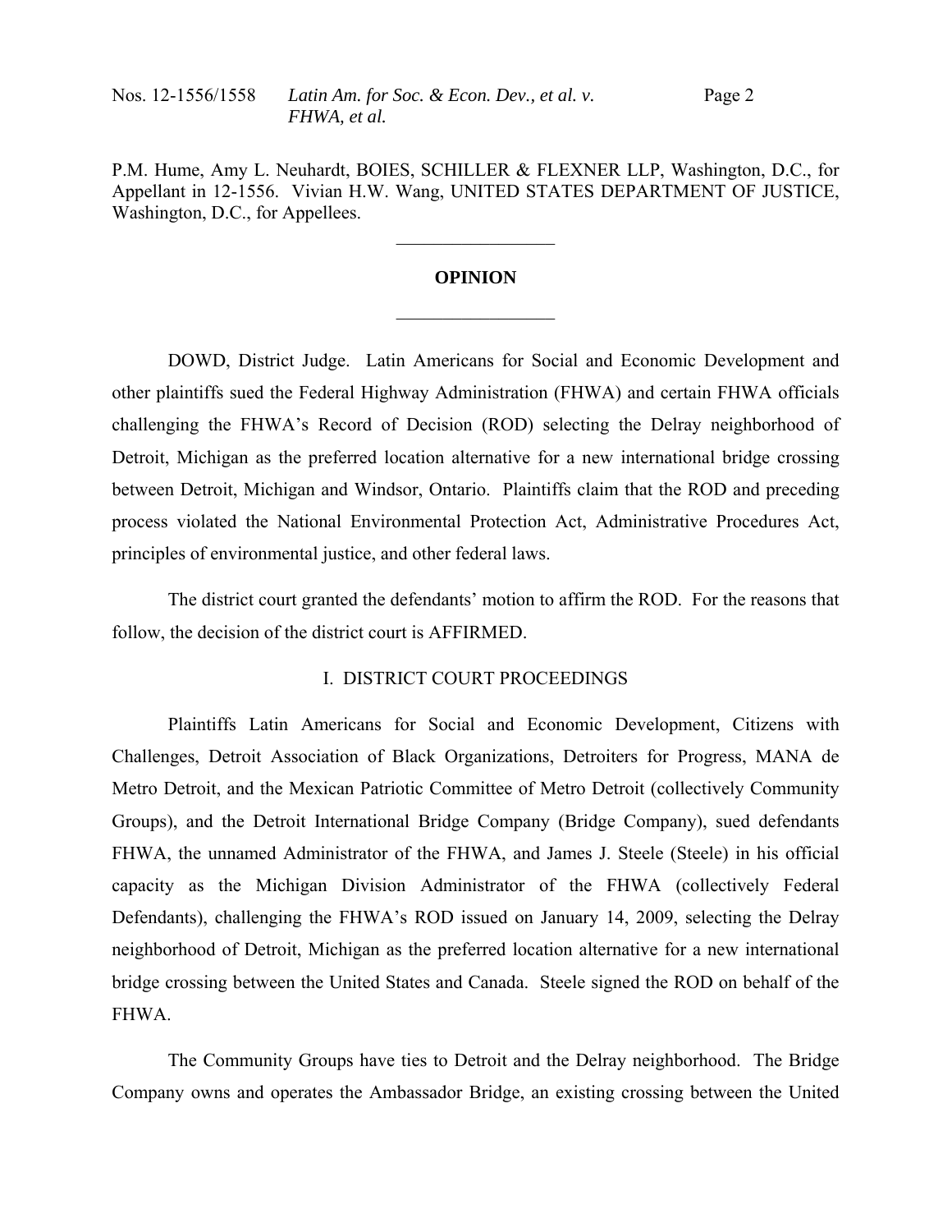P.M. Hume, Amy L. Neuhardt, BOIES, SCHILLER & FLEXNER LLP, Washington, D.C., for Appellant in 12-1556. Vivian H.W. Wang, UNITED STATES DEPARTMENT OF JUSTICE, Washington, D.C., for Appellees.

---

**OPINION**

---

DOWD, District Judge. Latin Americans for Social and Economic Development and other plaintiffs sued the Federal Highway Administration (FHWA) and certain FHWA officials challenging the FHWA's Record of Decision (ROD) selecting the Delray neighborhood of Detroit, Michigan as the preferred location alternative for a new international bridge crossing between Detroit, Michigan and Windsor, Ontario. Plaintiffs claim that the ROD and preceding process violated the National Environmental Protection Act, Administrative Procedures Act, principles of environmental justice, and other federal laws.

The district court granted the defendants' motion to affirm the ROD. For the reasons that follow, the decision of the district court is AFFIRMED.

## I. DISTRICT COURT PROCEEDINGS

Plaintiffs Latin Americans for Social and Economic Development, Citizens with Challenges, Detroit Association of Black Organizations, Detroiters for Progress, MANA de Metro Detroit, and the Mexican Patriotic Committee of Metro Detroit (collectively Community Groups), and the Detroit International Bridge Company (Bridge Company), sued defendants FHWA, the unnamed Administrator of the FHWA, and James J. Steele (Steele) in his official capacity as the Michigan Division Administrator of the FHWA (collectively Federal Defendants), challenging the FHWA's ROD issued on January 14, 2009, selecting the Delray neighborhood of Detroit, Michigan as the preferred location alternative for a new international bridge crossing between the United States and Canada. Steele signed the ROD on behalf of the FHWA.

The Community Groups have ties to Detroit and the Delray neighborhood. The Bridge Company owns and operates the Ambassador Bridge, an existing crossing between the United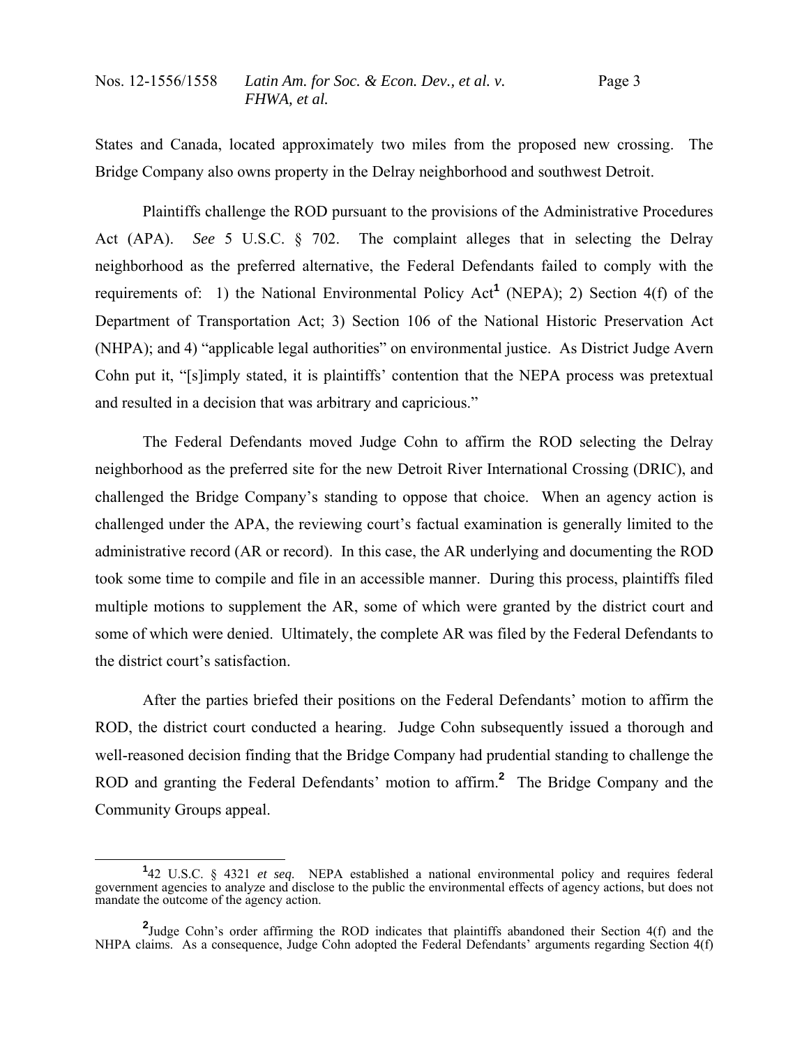States and Canada, located approximately two miles from the proposed new crossing. The Bridge Company also owns property in the Delray neighborhood and southwest Detroit.

Plaintiffs challenge the ROD pursuant to the provisions of the Administrative Procedures Act (APA). *See* 5 U.S.C. § 702. The complaint alleges that in selecting the Delray neighborhood as the preferred alternative, the Federal Defendants failed to comply with the requirements of: 1) the National Environmental Policy Act[1] (NEPA); 2) Section 4(f) of the Department of Transportation Act; 3) Section 106 of the National Historic Preservation Act (NHPA); and 4) "applicable legal authorities" on environmental justice. As District Judge Avern Cohn put it, "[s]imply stated, it is plaintiffs' contention that the NEPA process was pretextual and resulted in a decision that was arbitrary and capricious."

The Federal Defendants moved Judge Cohn to affirm the ROD selecting the Delray neighborhood as the preferred site for the new Detroit River International Crossing (DRIC), and challenged the Bridge Company's standing to oppose that choice. When an agency action is challenged under the APA, the reviewing court's factual examination is generally limited to the administrative record (AR or record). In this case, the AR underlying and documenting the ROD took some time to compile and file in an accessible manner. During this process, plaintiffs filed multiple motions to supplement the AR, some of which were granted by the district court and some of which were denied. Ultimately, the complete AR was filed by the Federal Defendants to the district court's satisfaction.

After the parties briefed their positions on the Federal Defendants' motion to affirm the ROD, the district court conducted a hearing. Judge Cohn subsequently issued a thorough and well-reasoned decision finding that the Bridge Company had prudential standing to challenge the ROD and granting the Federal Defendants' motion to affirm.[2] The Bridge Company and the Community Groups appeal.

---

[1] 42 U.S.C. § 4321 *et seq.* NEPA established a national environmental policy and requires federal government agencies to analyze and disclose to the public the environmental effects of agency actions, but does not mandate the outcome of the agency action.

[2] Judge Cohn's order affirming the ROD indicates that plaintiffs abandoned their Section 4(f) and the NHPA claims. As a consequence, Judge Cohn adopted the Federal Defendants' arguments regarding Section 4(f)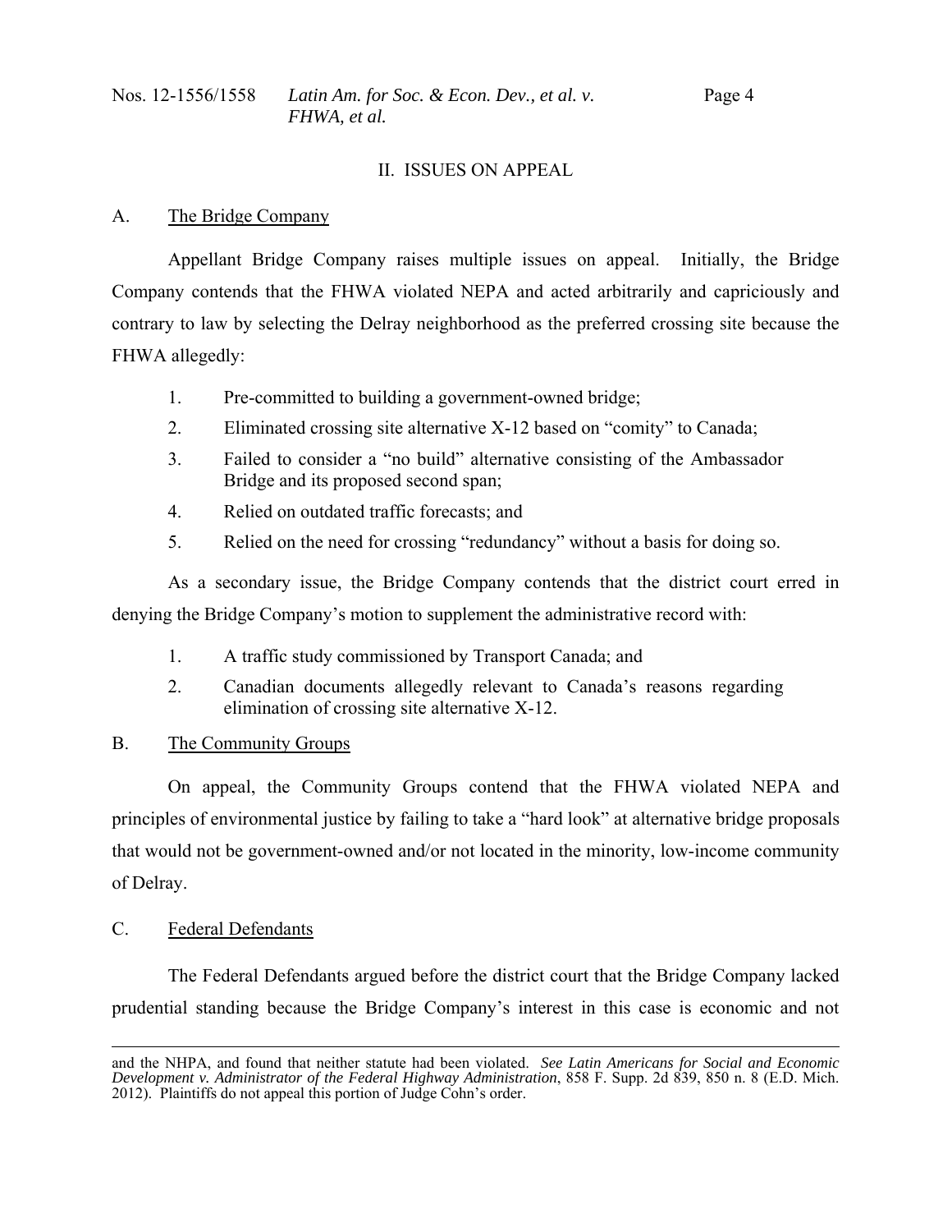## II. ISSUES ON APPEAL

### A. The Bridge Company

Appellant Bridge Company raises multiple issues on appeal. Initially, the Bridge Company contends that the FHWA violated NEPA and acted arbitrarily and capriciously and contrary to law by selecting the Delray neighborhood as the preferred crossing site because the FHWA allegedly:

1. Pre-committed to building a government-owned bridge;
2. Eliminated crossing site alternative X-12 based on "comity" to Canada;
3. Failed to consider a "no build" alternative consisting of the Ambassador Bridge and its proposed second span;
4. Relied on outdated traffic forecasts; and
5. Relied on the need for crossing "redundancy" without a basis for doing so.

As a secondary issue, the Bridge Company contends that the district court erred in denying the Bridge Company's motion to supplement the administrative record with:

1. A traffic study commissioned by Transport Canada; and
2. Canadian documents allegedly relevant to Canada's reasons regarding elimination of crossing site alternative X-12.

### B. The Community Groups

On appeal, the Community Groups contend that the FHWA violated NEPA and principles of environmental justice by failing to take a "hard look" at alternative bridge proposals that would not be government-owned and/or not located in the minority, low-income community of Delray.

### C. Federal Defendants

The Federal Defendants argued before the district court that the Bridge Company lacked prudential standing because the Bridge Company's interest in this case is economic and not

---

and the NHPA, and found that neither statute had been violated. *See Latin Americans for Social and Economic Development v. Administrator of the Federal Highway Administration*, 858 F. Supp. 2d 839, 850 n. 8 (E.D. Mich. 2012). Plaintiffs do not appeal this portion of Judge Cohn's order.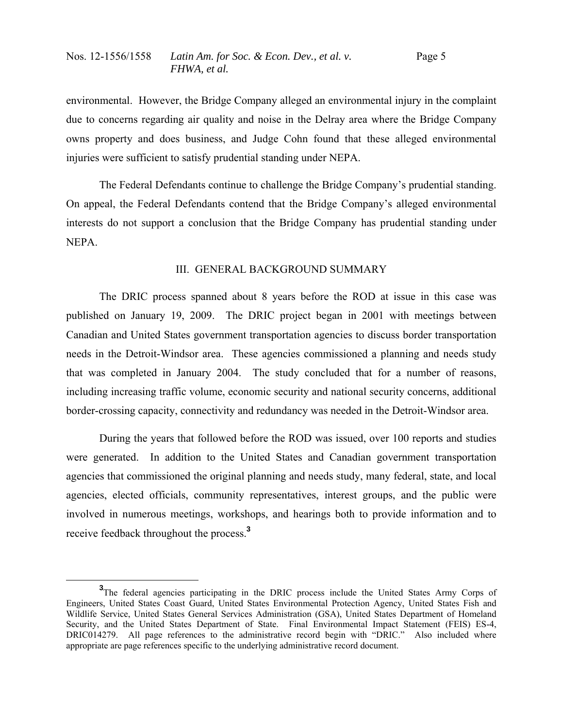environmental. However, the Bridge Company alleged an environmental injury in the complaint due to concerns regarding air quality and noise in the Delray area where the Bridge Company owns property and does business, and Judge Cohn found that these alleged environmental injuries were sufficient to satisfy prudential standing under NEPA.

The Federal Defendants continue to challenge the Bridge Company's prudential standing. On appeal, the Federal Defendants contend that the Bridge Company's alleged environmental interests do not support a conclusion that the Bridge Company has prudential standing under NEPA.

## III. GENERAL BACKGROUND SUMMARY

The DRIC process spanned about 8 years before the ROD at issue in this case was published on January 19, 2009. The DRIC project began in 2001 with meetings between Canadian and United States government transportation agencies to discuss border transportation needs in the Detroit-Windsor area. These agencies commissioned a planning and needs study that was completed in January 2004. The study concluded that for a number of reasons, including increasing traffic volume, economic security and national security concerns, additional border-crossing capacity, connectivity and redundancy was needed in the Detroit-Windsor area.

During the years that followed before the ROD was issued, over 100 reports and studies were generated. In addition to the United States and Canadian government transportation agencies that commissioned the original planning and needs study, many federal, state, and local agencies, elected officials, community representatives, interest groups, and the public were involved in numerous meetings, workshops, and hearings both to provide information and to receive feedback throughout the process.[3]

---

[3] The federal agencies participating in the DRIC process include the United States Army Corps of Engineers, United States Coast Guard, United States Environmental Protection Agency, United States Fish and Wildlife Service, United States General Services Administration (GSA), United States Department of Homeland Security, and the United States Department of State. Final Environmental Impact Statement (FEIS) ES-4, DRIC014279. All page references to the administrative record begin with "DRIC." Also included where appropriate are page references specific to the underlying administrative record document.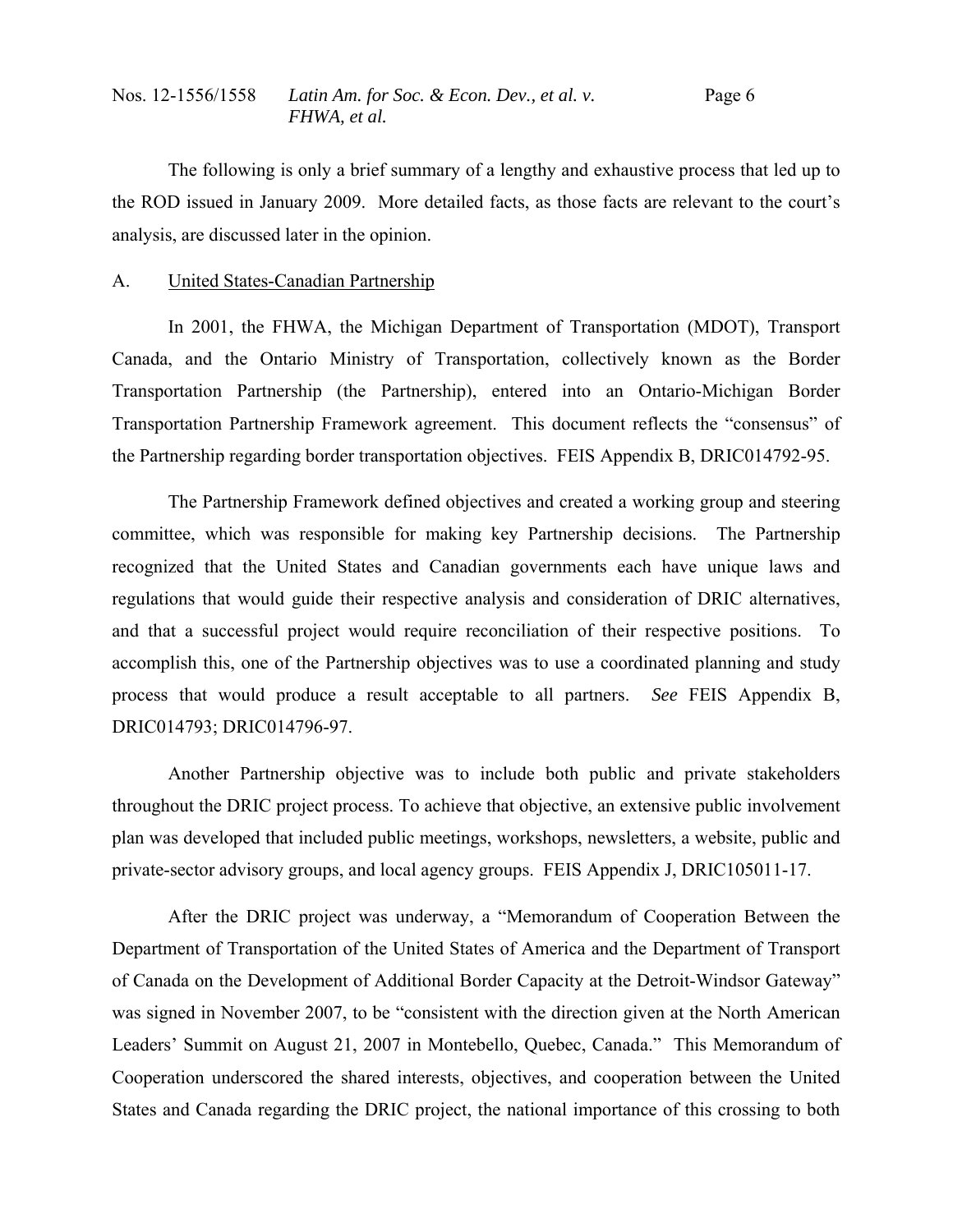The following is only a brief summary of a lengthy and exhaustive process that led up to the ROD issued in January 2009. More detailed facts, as those facts are relevant to the court's analysis, are discussed later in the opinion.

A. United States-Canadian Partnership

In 2001, the FHWA, the Michigan Department of Transportation (MDOT), Transport Canada, and the Ontario Ministry of Transportation, collectively known as the Border Transportation Partnership (the Partnership), entered into an Ontario-Michigan Border Transportation Partnership Framework agreement. This document reflects the "consensus" of the Partnership regarding border transportation objectives. FEIS Appendix B, DRIC014792-95.

The Partnership Framework defined objectives and created a working group and steering committee, which was responsible for making key Partnership decisions. The Partnership recognized that the United States and Canadian governments each have unique laws and regulations that would guide their respective analysis and consideration of DRIC alternatives, and that a successful project would require reconciliation of their respective positions. To accomplish this, one of the Partnership objectives was to use a coordinated planning and study process that would produce a result acceptable to all partners. *See* FEIS Appendix B, DRIC014793; DRIC014796-97.

Another Partnership objective was to include both public and private stakeholders throughout the DRIC project process. To achieve that objective, an extensive public involvement plan was developed that included public meetings, workshops, newsletters, a website, public and private-sector advisory groups, and local agency groups. FEIS Appendix J, DRIC105011-17.

After the DRIC project was underway, a "Memorandum of Cooperation Between the Department of Transportation of the United States of America and the Department of Transport of Canada on the Development of Additional Border Capacity at the Detroit-Windsor Gateway" was signed in November 2007, to be "consistent with the direction given at the North American Leaders' Summit on August 21, 2007 in Montebello, Quebec, Canada." This Memorandum of Cooperation underscored the shared interests, objectives, and cooperation between the United States and Canada regarding the DRIC project, the national importance of this crossing to both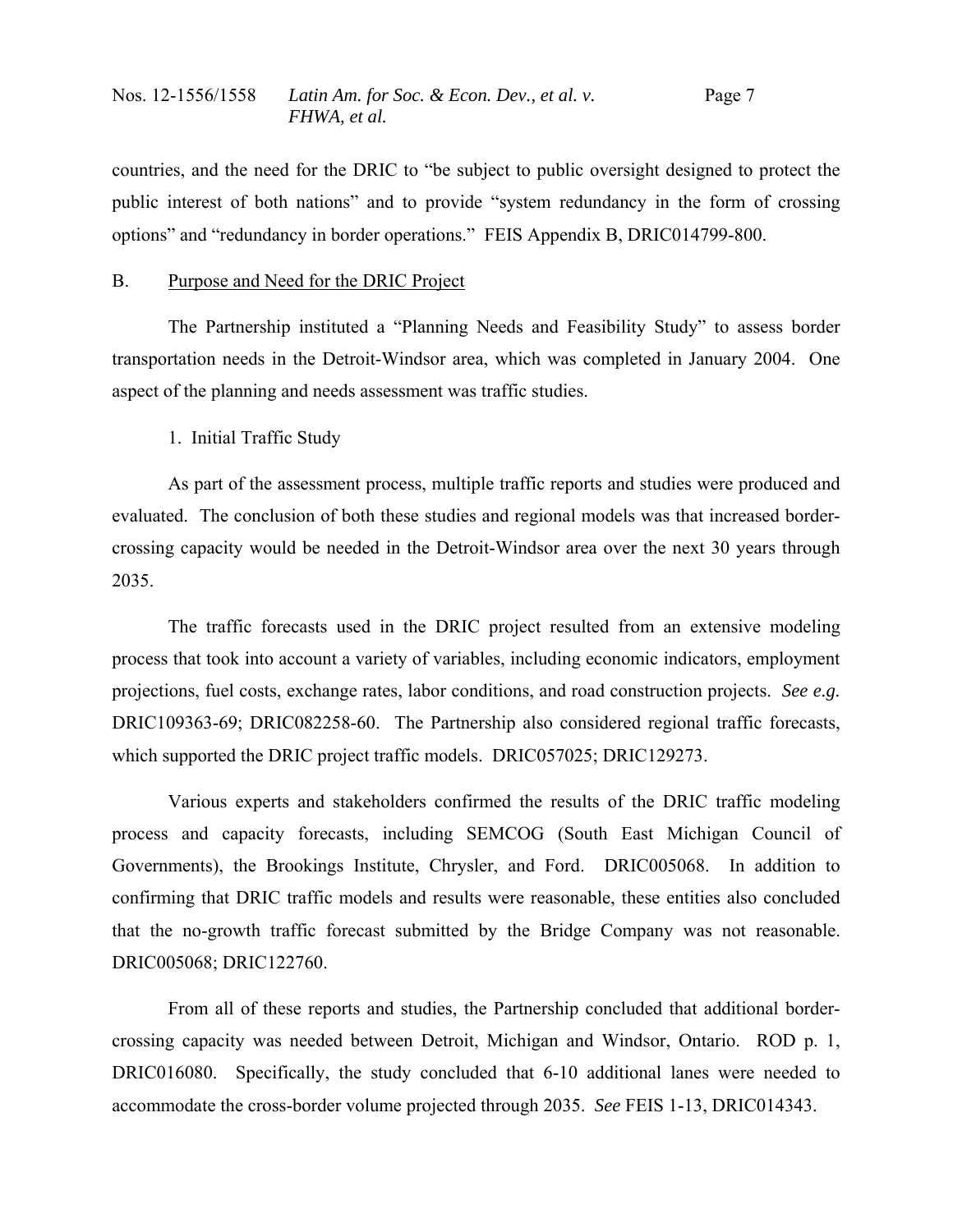countries, and the need for the DRIC to "be subject to public oversight designed to protect the public interest of both nations" and to provide "system redundancy in the form of crossing options" and "redundancy in border operations." FEIS Appendix B, DRIC014799-800.

## B. Purpose and Need for the DRIC Project

The Partnership instituted a "Planning Needs and Feasibility Study" to assess border transportation needs in the Detroit-Windsor area, which was completed in January 2004. One aspect of the planning and needs assessment was traffic studies.

### 1. Initial Traffic Study

As part of the assessment process, multiple traffic reports and studies were produced and evaluated. The conclusion of both these studies and regional models was that increased border-crossing capacity would be needed in the Detroit-Windsor area over the next 30 years through 2035.

The traffic forecasts used in the DRIC project resulted from an extensive modeling process that took into account a variety of variables, including economic indicators, employment projections, fuel costs, exchange rates, labor conditions, and road construction projects. *See e.g.* DRIC109363-69; DRIC082258-60. The Partnership also considered regional traffic forecasts, which supported the DRIC project traffic models. DRIC057025; DRIC129273.

Various experts and stakeholders confirmed the results of the DRIC traffic modeling process and capacity forecasts, including SEMCOG (South East Michigan Council of Governments), the Brookings Institute, Chrysler, and Ford. DRIC005068. In addition to confirming that DRIC traffic models and results were reasonable, these entities also concluded that the no-growth traffic forecast submitted by the Bridge Company was not reasonable. DRIC005068; DRIC122760.

From all of these reports and studies, the Partnership concluded that additional border-crossing capacity was needed between Detroit, Michigan and Windsor, Ontario. ROD p. 1, DRIC016080. Specifically, the study concluded that 6-10 additional lanes were needed to accommodate the cross-border volume projected through 2035. *See* FEIS 1-13, DRIC014343.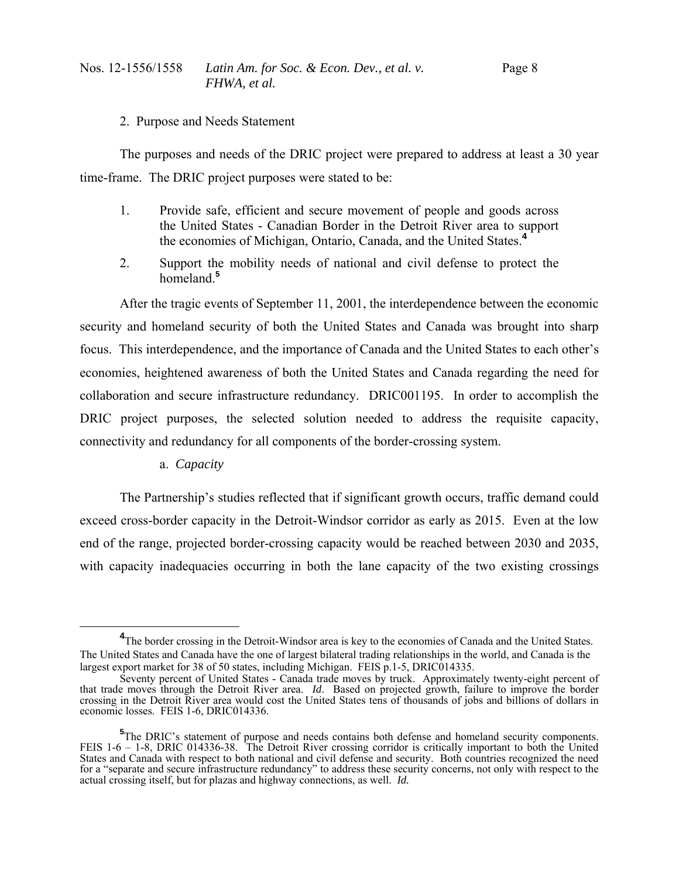2. Purpose and Needs Statement

The purposes and needs of the DRIC project were prepared to address at least a 30 year time-frame. The DRIC project purposes were stated to be:

1. Provide safe, efficient and secure movement of people and goods across the United States - Canadian Border in the Detroit River area to support the economies of Michigan, Ontario, Canada, and the United States.[4]
2. Support the mobility needs of national and civil defense to protect the homeland.[5]

After the tragic events of September 11, 2001, the interdependence between the economic security and homeland security of both the United States and Canada was brought into sharp focus. This interdependence, and the importance of Canada and the United States to each other's economies, heightened awareness of both the United States and Canada regarding the need for collaboration and secure infrastructure redundancy. DRIC001195. In order to accomplish the DRIC project purposes, the selected solution needed to address the requisite capacity, connectivity and redundancy for all components of the border-crossing system.

a. *Capacity*

The Partnership's studies reflected that if significant growth occurs, traffic demand could exceed cross-border capacity in the Detroit-Windsor corridor as early as 2015. Even at the low end of the range, projected border-crossing capacity would be reached between 2030 and 2035, with capacity inadequacies occurring in both the lane capacity of the two existing crossings

---

[4] The border crossing in the Detroit-Windsor area is key to the economies of Canada and the United States. The United States and Canada have the one of largest bilateral trading relationships in the world, and Canada is the largest export market for 38 of 50 states, including Michigan. FEIS p.1-5, DRIC014335.

Seventy percent of United States - Canada trade moves by truck. Approximately twenty-eight percent of that trade moves through the Detroit River area. *Id*. Based on projected growth, failure to improve the border crossing in the Detroit River area would cost the United States tens of thousands of jobs and billions of dollars in economic losses. FEIS 1-6, DRIC014336.

[5] The DRIC's statement of purpose and needs contains both defense and homeland security components. FEIS 1-6 – 1-8, DRIC 014336-38. The Detroit River crossing corridor is critically important to both the United States and Canada with respect to both national and civil defense and security. Both countries recognized the need for a "separate and secure infrastructure redundancy" to address these security concerns, not only with respect to the actual crossing itself, but for plazas and highway connections, as well. *Id.*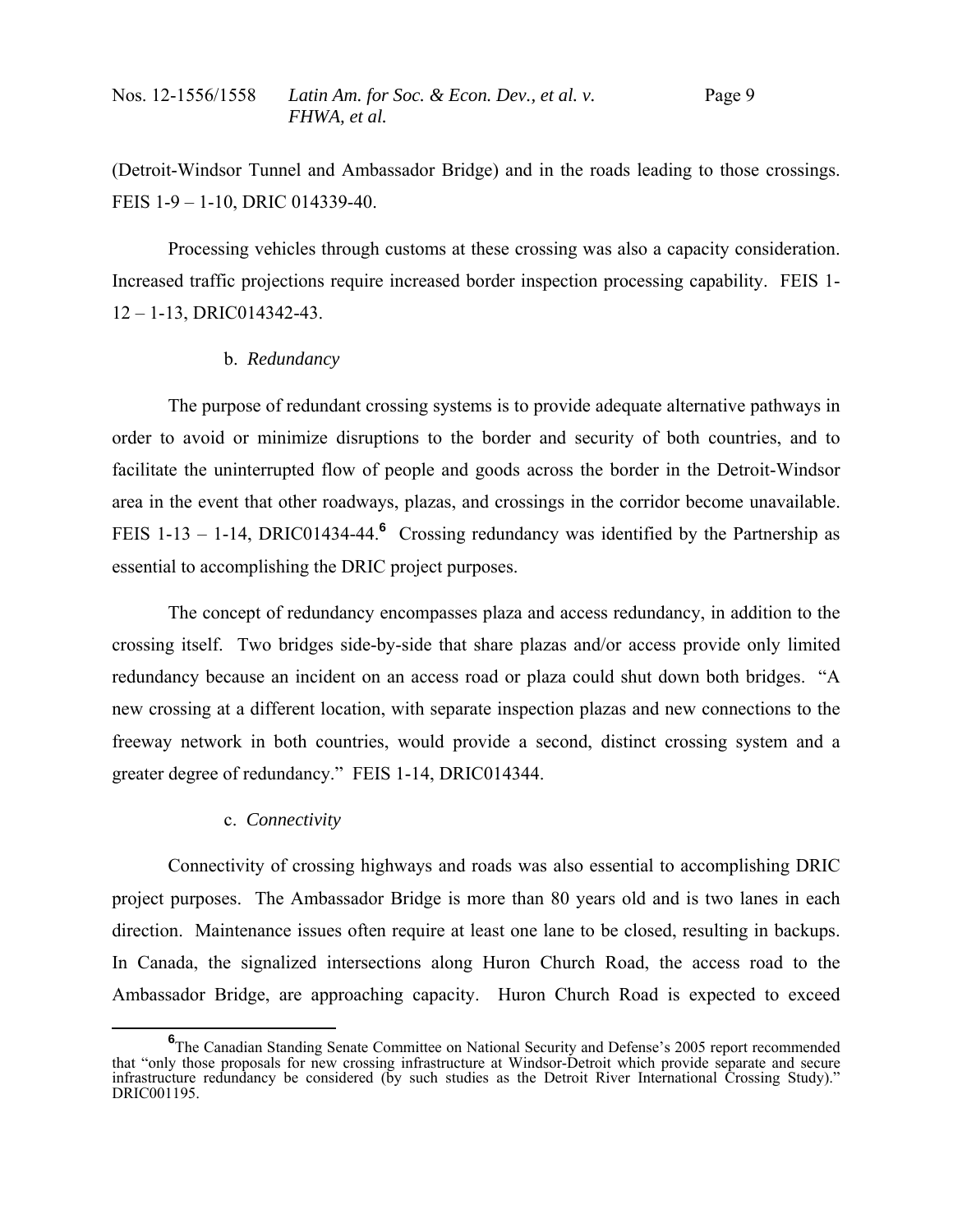(Detroit-Windsor Tunnel and Ambassador Bridge) and in the roads leading to those crossings. FEIS 1-9 – 1-10, DRIC 014339-40.

Processing vehicles through customs at these crossing was also a capacity consideration. Increased traffic projections require increased border inspection processing capability. FEIS 1-12 – 1-13, DRIC014342-43.

b. *Redundancy*

The purpose of redundant crossing systems is to provide adequate alternative pathways in order to avoid or minimize disruptions to the border and security of both countries, and to facilitate the uninterrupted flow of people and goods across the border in the Detroit-Windsor area in the event that other roadways, plazas, and crossings in the corridor become unavailable. FEIS 1-13 – 1-14, DRIC01434-44.[6] Crossing redundancy was identified by the Partnership as essential to accomplishing the DRIC project purposes.

The concept of redundancy encompasses plaza and access redundancy, in addition to the crossing itself. Two bridges side-by-side that share plazas and/or access provide only limited redundancy because an incident on an access road or plaza could shut down both bridges. "A new crossing at a different location, with separate inspection plazas and new connections to the freeway network in both countries, would provide a second, distinct crossing system and a greater degree of redundancy." FEIS 1-14, DRIC014344.

c. *Connectivity*

Connectivity of crossing highways and roads was also essential to accomplishing DRIC project purposes. The Ambassador Bridge is more than 80 years old and is two lanes in each direction. Maintenance issues often require at least one lane to be closed, resulting in backups. In Canada, the signalized intersections along Huron Church Road, the access road to the Ambassador Bridge, are approaching capacity. Huron Church Road is expected to exceed

[6] The Canadian Standing Senate Committee on National Security and Defense's 2005 report recommended that "only those proposals for new crossing infrastructure at Windsor-Detroit which provide separate and secure infrastructure redundancy be considered (by such studies as the Detroit River International Crossing Study)." DRIC001195.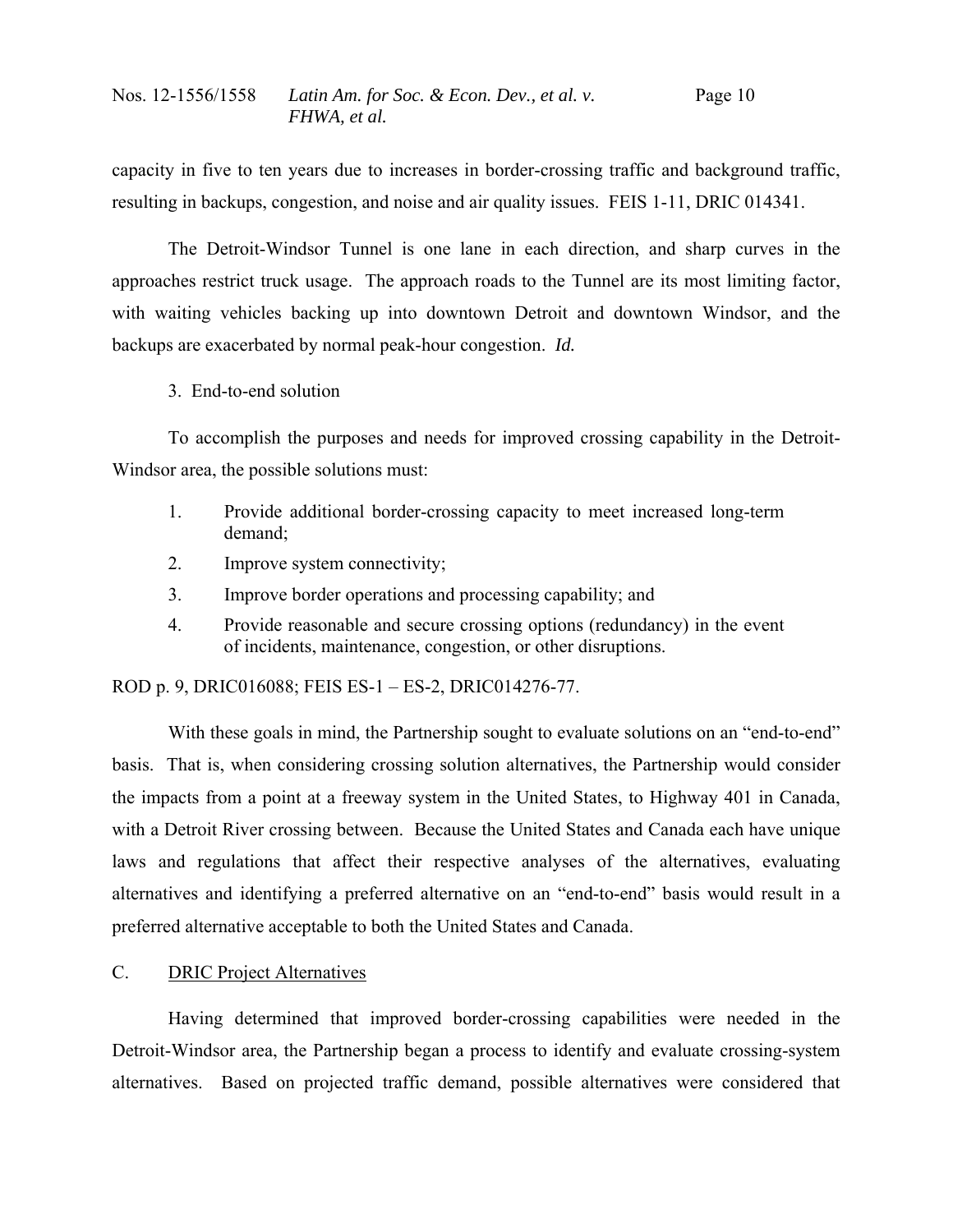capacity in five to ten years due to increases in border-crossing traffic and background traffic, resulting in backups, congestion, and noise and air quality issues. FEIS 1-11, DRIC 014341.

The Detroit-Windsor Tunnel is one lane in each direction, and sharp curves in the approaches restrict truck usage. The approach roads to the Tunnel are its most limiting factor, with waiting vehicles backing up into downtown Detroit and downtown Windsor, and the backups are exacerbated by normal peak-hour congestion. *Id.*

3. End-to-end solution

To accomplish the purposes and needs for improved crossing capability in the Detroit-Windsor area, the possible solutions must:

1. Provide additional border-crossing capacity to meet increased long-term demand;
2. Improve system connectivity;
3. Improve border operations and processing capability; and
4. Provide reasonable and secure crossing options (redundancy) in the event of incidents, maintenance, congestion, or other disruptions.

ROD p. 9, DRIC016088; FEIS ES-1 – ES-2, DRIC014276-77.

With these goals in mind, the Partnership sought to evaluate solutions on an "end-to-end" basis. That is, when considering crossing solution alternatives, the Partnership would consider the impacts from a point at a freeway system in the United States, to Highway 401 in Canada, with a Detroit River crossing between. Because the United States and Canada each have unique laws and regulations that affect their respective analyses of the alternatives, evaluating alternatives and identifying a preferred alternative on an "end-to-end" basis would result in a preferred alternative acceptable to both the United States and Canada.

C. DRIC Project Alternatives

Having determined that improved border-crossing capabilities were needed in the Detroit-Windsor area, the Partnership began a process to identify and evaluate crossing-system alternatives. Based on projected traffic demand, possible alternatives were considered that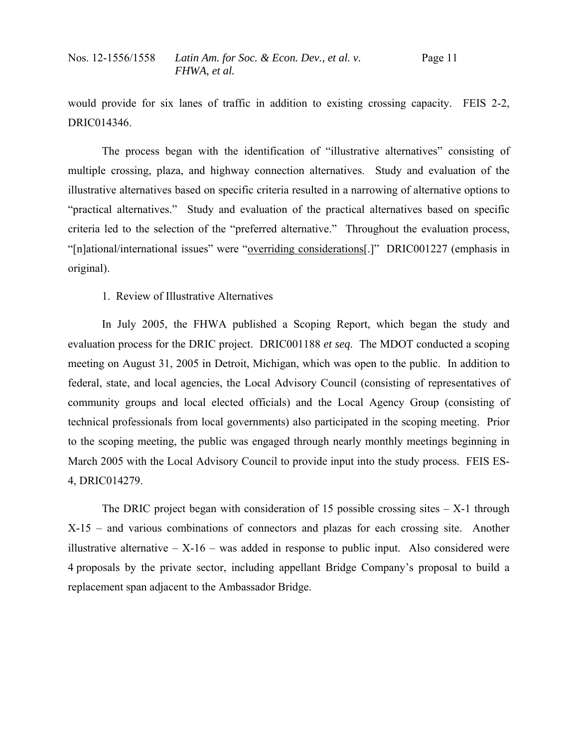would provide for six lanes of traffic in addition to existing crossing capacity. FEIS 2-2, DRIC014346.

The process began with the identification of "illustrative alternatives" consisting of multiple crossing, plaza, and highway connection alternatives. Study and evaluation of the illustrative alternatives based on specific criteria resulted in a narrowing of alternative options to "practical alternatives." Study and evaluation of the practical alternatives based on specific criteria led to the selection of the "preferred alternative." Throughout the evaluation process, "[n]ational/international issues" were "<u>overriding considerations</u>[.]" DRIC001227 (emphasis in original).

1. Review of Illustrative Alternatives

In July 2005, the FHWA published a Scoping Report, which began the study and evaluation process for the DRIC project. DRIC001188 *et seq*. The MDOT conducted a scoping meeting on August 31, 2005 in Detroit, Michigan, which was open to the public. In addition to federal, state, and local agencies, the Local Advisory Council (consisting of representatives of community groups and local elected officials) and the Local Agency Group (consisting of technical professionals from local governments) also participated in the scoping meeting. Prior to the scoping meeting, the public was engaged through nearly monthly meetings beginning in March 2005 with the Local Advisory Council to provide input into the study process. FEIS ES-4, DRIC014279.

The DRIC project began with consideration of 15 possible crossing sites – X-1 through X-15 – and various combinations of connectors and plazas for each crossing site. Another illustrative alternative – X-16 – was added in response to public input. Also considered were 4 proposals by the private sector, including appellant Bridge Company's proposal to build a replacement span adjacent to the Ambassador Bridge.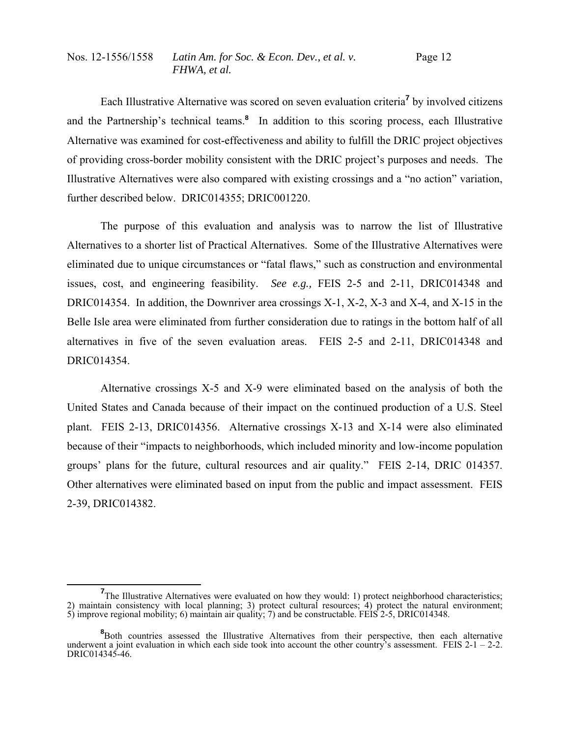Each Illustrative Alternative was scored on seven evaluation criteria[7] by involved citizens and the Partnership's technical teams.[8] In addition to this scoring process, each Illustrative Alternative was examined for cost-effectiveness and ability to fulfill the DRIC project objectives of providing cross-border mobility consistent with the DRIC project's purposes and needs. The Illustrative Alternatives were also compared with existing crossings and a "no action" variation, further described below. DRIC014355; DRIC001220.

The purpose of this evaluation and analysis was to narrow the list of Illustrative Alternatives to a shorter list of Practical Alternatives. Some of the Illustrative Alternatives were eliminated due to unique circumstances or "fatal flaws," such as construction and environmental issues, cost, and engineering feasibility. *See e.g.,* FEIS 2-5 and 2-11, DRIC014348 and DRIC014354. In addition, the Downriver area crossings X-1, X-2, X-3 and X-4, and X-15 in the Belle Isle area were eliminated from further consideration due to ratings in the bottom half of all alternatives in five of the seven evaluation areas. FEIS 2-5 and 2-11, DRIC014348 and DRIC014354.

Alternative crossings X-5 and X-9 were eliminated based on the analysis of both the United States and Canada because of their impact on the continued production of a U.S. Steel plant. FEIS 2-13, DRIC014356. Alternative crossings X-13 and X-14 were also eliminated because of their "impacts to neighborhoods, which included minority and low-income population groups' plans for the future, cultural resources and air quality." FEIS 2-14, DRIC 014357. Other alternatives were eliminated based on input from the public and impact assessment. FEIS 2-39, DRIC014382.

---

[7] The Illustrative Alternatives were evaluated on how they would: 1) protect neighborhood characteristics; 2) maintain consistency with local planning; 3) protect cultural resources; 4) protect the natural environment; 5) improve regional mobility; 6) maintain air quality; 7) and be constructable. FEIS 2-5, DRIC014348.

[8] Both countries assessed the Illustrative Alternatives from their perspective, then each alternative underwent a joint evaluation in which each side took into account the other country's assessment. FEIS 2-1 – 2-2. DRIC014345-46.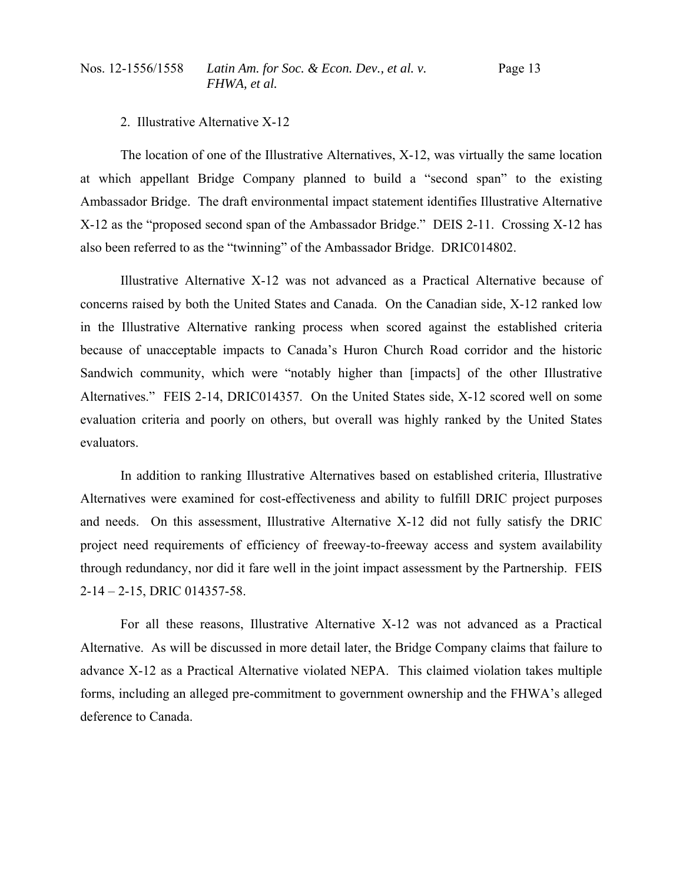### 2. Illustrative Alternative X-12

The location of one of the Illustrative Alternatives, X-12, was virtually the same location at which appellant Bridge Company planned to build a "second span" to the existing Ambassador Bridge. The draft environmental impact statement identifies Illustrative Alternative X-12 as the "proposed second span of the Ambassador Bridge." DEIS 2-11. Crossing X-12 has also been referred to as the "twinning" of the Ambassador Bridge. DRIC014802.

Illustrative Alternative X-12 was not advanced as a Practical Alternative because of concerns raised by both the United States and Canada. On the Canadian side, X-12 ranked low in the Illustrative Alternative ranking process when scored against the established criteria because of unacceptable impacts to Canada's Huron Church Road corridor and the historic Sandwich community, which were "notably higher than [impacts] of the other Illustrative Alternatives." FEIS 2-14, DRIC014357. On the United States side, X-12 scored well on some evaluation criteria and poorly on others, but overall was highly ranked by the United States evaluators.

In addition to ranking Illustrative Alternatives based on established criteria, Illustrative Alternatives were examined for cost-effectiveness and ability to fulfill DRIC project purposes and needs. On this assessment, Illustrative Alternative X-12 did not fully satisfy the DRIC project need requirements of efficiency of freeway-to-freeway access and system availability through redundancy, nor did it fare well in the joint impact assessment by the Partnership. FEIS 2-14 – 2-15, DRIC 014357-58.

For all these reasons, Illustrative Alternative X-12 was not advanced as a Practical Alternative. As will be discussed in more detail later, the Bridge Company claims that failure to advance X-12 as a Practical Alternative violated NEPA. This claimed violation takes multiple forms, including an alleged pre-commitment to government ownership and the FHWA's alleged deference to Canada.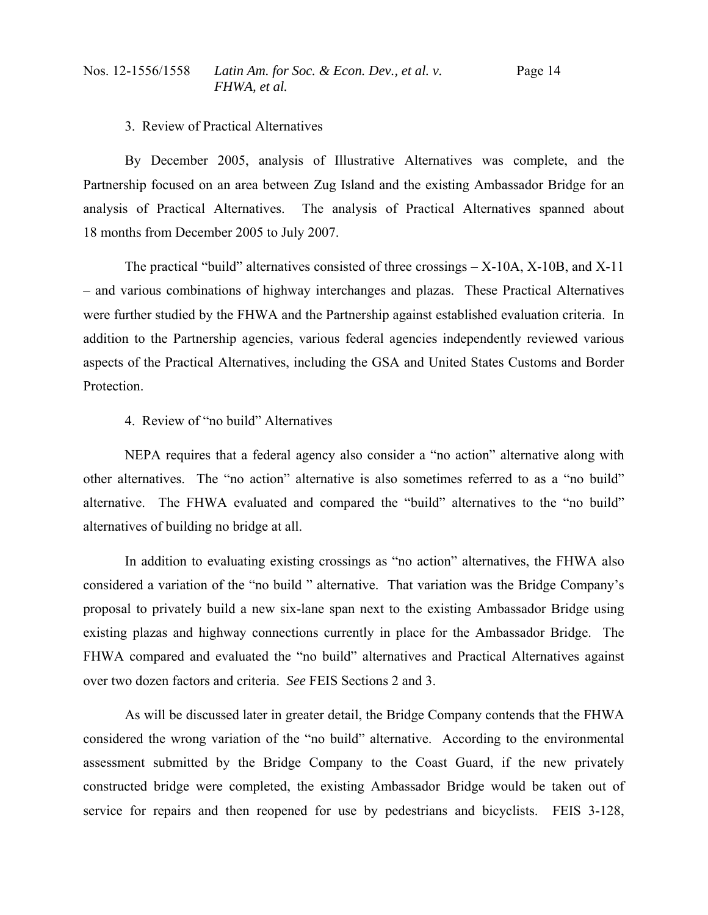3. Review of Practical Alternatives

By December 2005, analysis of Illustrative Alternatives was complete, and the Partnership focused on an area between Zug Island and the existing Ambassador Bridge for an analysis of Practical Alternatives. The analysis of Practical Alternatives spanned about 18 months from December 2005 to July 2007.

The practical "build" alternatives consisted of three crossings – X-10A, X-10B, and X-11 – and various combinations of highway interchanges and plazas. These Practical Alternatives were further studied by the FHWA and the Partnership against established evaluation criteria. In addition to the Partnership agencies, various federal agencies independently reviewed various aspects of the Practical Alternatives, including the GSA and United States Customs and Border Protection.

4. Review of "no build" Alternatives

NEPA requires that a federal agency also consider a "no action" alternative along with other alternatives. The "no action" alternative is also sometimes referred to as a "no build" alternative. The FHWA evaluated and compared the "build" alternatives to the "no build" alternatives of building no bridge at all.

In addition to evaluating existing crossings as "no action" alternatives, the FHWA also considered a variation of the "no build " alternative. That variation was the Bridge Company's proposal to privately build a new six-lane span next to the existing Ambassador Bridge using existing plazas and highway connections currently in place for the Ambassador Bridge. The FHWA compared and evaluated the "no build" alternatives and Practical Alternatives against over two dozen factors and criteria. *See* FEIS Sections 2 and 3.

As will be discussed later in greater detail, the Bridge Company contends that the FHWA considered the wrong variation of the "no build" alternative. According to the environmental assessment submitted by the Bridge Company to the Coast Guard, if the new privately constructed bridge were completed, the existing Ambassador Bridge would be taken out of service for repairs and then reopened for use by pedestrians and bicyclists. FEIS 3-128,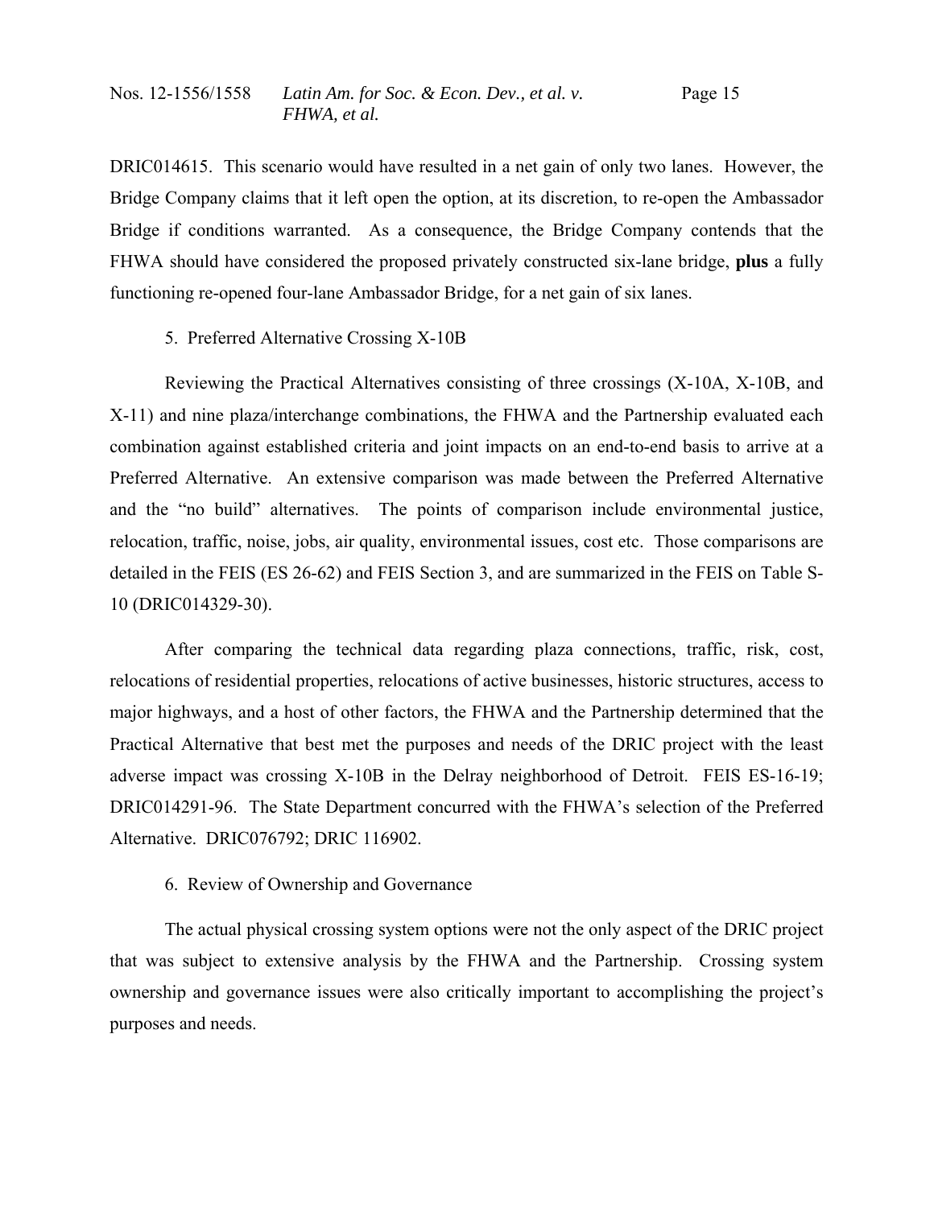DRIC014615. This scenario would have resulted in a net gain of only two lanes. However, the Bridge Company claims that it left open the option, at its discretion, to re-open the Ambassador Bridge if conditions warranted. As a consequence, the Bridge Company contends that the FHWA should have considered the proposed privately constructed six-lane bridge, **plus** a fully functioning re-opened four-lane Ambassador Bridge, for a net gain of six lanes.

5. Preferred Alternative Crossing X-10B

Reviewing the Practical Alternatives consisting of three crossings (X-10A, X-10B, and X-11) and nine plaza/interchange combinations, the FHWA and the Partnership evaluated each combination against established criteria and joint impacts on an end-to-end basis to arrive at a Preferred Alternative. An extensive comparison was made between the Preferred Alternative and the "no build" alternatives. The points of comparison include environmental justice, relocation, traffic, noise, jobs, air quality, environmental issues, cost etc. Those comparisons are detailed in the FEIS (ES 26-62) and FEIS Section 3, and are summarized in the FEIS on Table S-10 (DRIC014329-30).

After comparing the technical data regarding plaza connections, traffic, risk, cost, relocations of residential properties, relocations of active businesses, historic structures, access to major highways, and a host of other factors, the FHWA and the Partnership determined that the Practical Alternative that best met the purposes and needs of the DRIC project with the least adverse impact was crossing X-10B in the Delray neighborhood of Detroit. FEIS ES-16-19; DRIC014291-96. The State Department concurred with the FHWA's selection of the Preferred Alternative. DRIC076792; DRIC 116902.

6. Review of Ownership and Governance

The actual physical crossing system options were not the only aspect of the DRIC project that was subject to extensive analysis by the FHWA and the Partnership. Crossing system ownership and governance issues were also critically important to accomplishing the project's purposes and needs.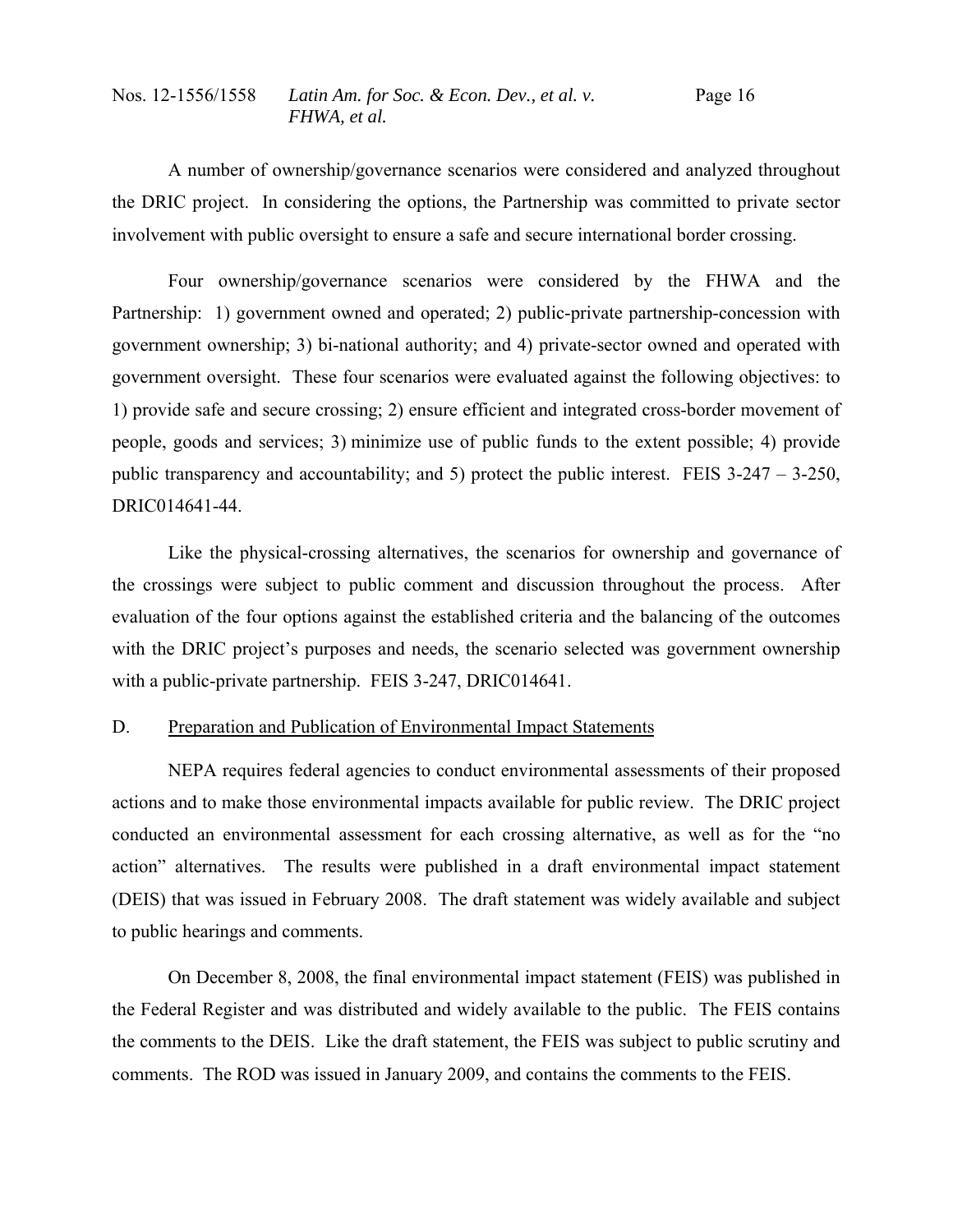A number of ownership/governance scenarios were considered and analyzed throughout the DRIC project. In considering the options, the Partnership was committed to private sector involvement with public oversight to ensure a safe and secure international border crossing.

Four ownership/governance scenarios were considered by the FHWA and the Partnership: 1) government owned and operated; 2) public-private partnership-concession with government ownership; 3) bi-national authority; and 4) private-sector owned and operated with government oversight. These four scenarios were evaluated against the following objectives: to 1) provide safe and secure crossing; 2) ensure efficient and integrated cross-border movement of people, goods and services; 3) minimize use of public funds to the extent possible; 4) provide public transparency and accountability; and 5) protect the public interest. FEIS 3-247 – 3-250, DRIC014641-44.

Like the physical-crossing alternatives, the scenarios for ownership and governance of the crossings were subject to public comment and discussion throughout the process. After evaluation of the four options against the established criteria and the balancing of the outcomes with the DRIC project's purposes and needs, the scenario selected was government ownership with a public-private partnership. FEIS 3-247, DRIC014641.

### D. Preparation and Publication of Environmental Impact Statements

NEPA requires federal agencies to conduct environmental assessments of their proposed actions and to make those environmental impacts available for public review. The DRIC project conducted an environmental assessment for each crossing alternative, as well as for the "no action" alternatives. The results were published in a draft environmental impact statement (DEIS) that was issued in February 2008. The draft statement was widely available and subject to public hearings and comments.

On December 8, 2008, the final environmental impact statement (FEIS) was published in the Federal Register and was distributed and widely available to the public. The FEIS contains the comments to the DEIS. Like the draft statement, the FEIS was subject to public scrutiny and comments. The ROD was issued in January 2009, and contains the comments to the FEIS.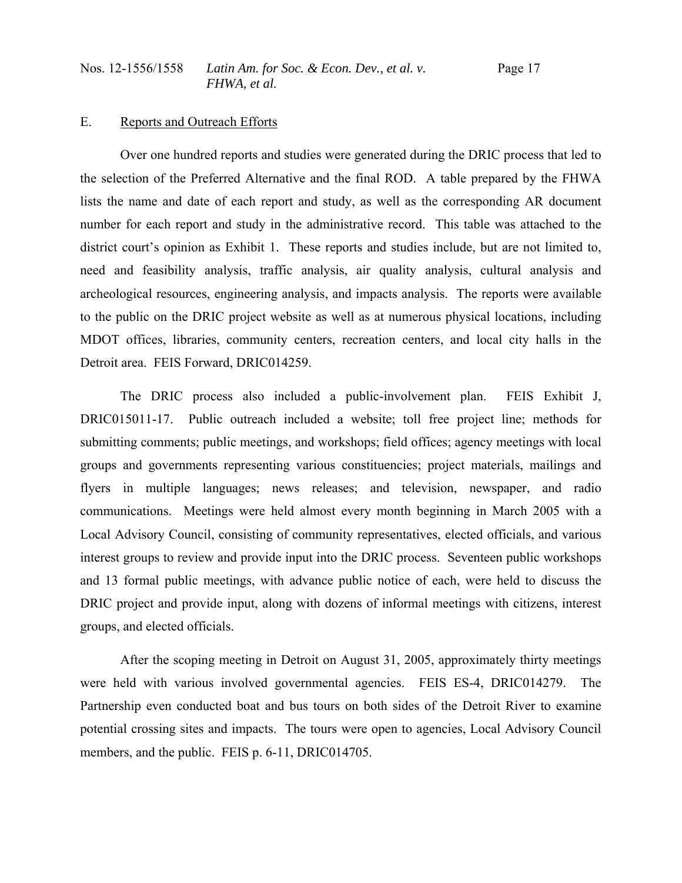## E. Reports and Outreach Efforts

Over one hundred reports and studies were generated during the DRIC process that led to the selection of the Preferred Alternative and the final ROD. A table prepared by the FHWA lists the name and date of each report and study, as well as the corresponding AR document number for each report and study in the administrative record. This table was attached to the district court's opinion as Exhibit 1. These reports and studies include, but are not limited to, need and feasibility analysis, traffic analysis, air quality analysis, cultural analysis and archeological resources, engineering analysis, and impacts analysis. The reports were available to the public on the DRIC project website as well as at numerous physical locations, including MDOT offices, libraries, community centers, recreation centers, and local city halls in the Detroit area. FEIS Forward, DRIC014259.

The DRIC process also included a public-involvement plan. FEIS Exhibit J, DRIC015011-17. Public outreach included a website; toll free project line; methods for submitting comments; public meetings, and workshops; field offices; agency meetings with local groups and governments representing various constituencies; project materials, mailings and flyers in multiple languages; news releases; and television, newspaper, and radio communications. Meetings were held almost every month beginning in March 2005 with a Local Advisory Council, consisting of community representatives, elected officials, and various interest groups to review and provide input into the DRIC process. Seventeen public workshops and 13 formal public meetings, with advance public notice of each, were held to discuss the DRIC project and provide input, along with dozens of informal meetings with citizens, interest groups, and elected officials.

After the scoping meeting in Detroit on August 31, 2005, approximately thirty meetings were held with various involved governmental agencies. FEIS ES-4, DRIC014279. The Partnership even conducted boat and bus tours on both sides of the Detroit River to examine potential crossing sites and impacts. The tours were open to agencies, Local Advisory Council members, and the public. FEIS p. 6-11, DRIC014705.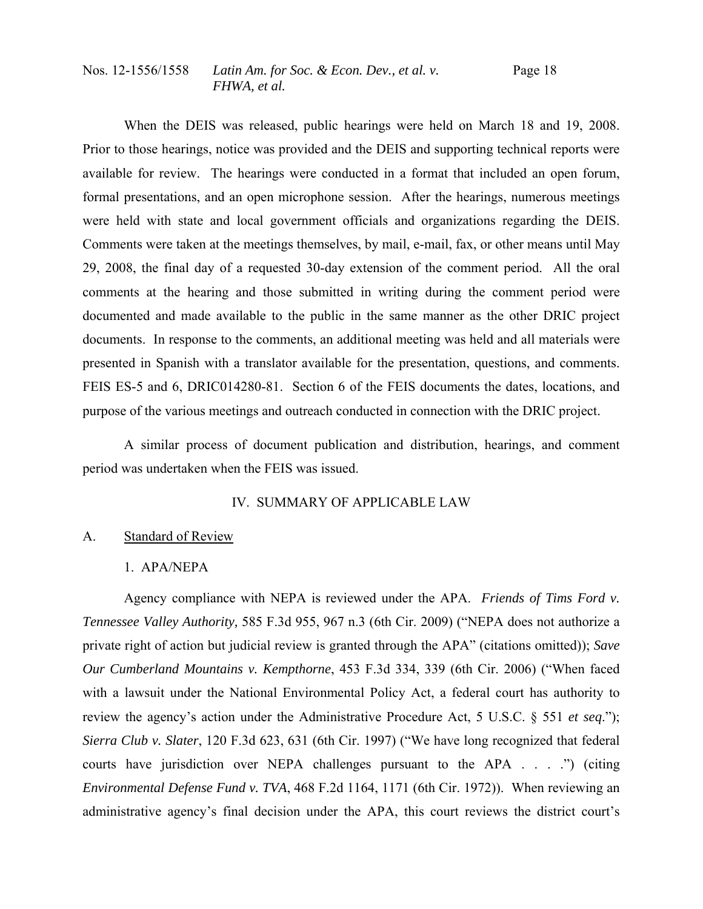When the DEIS was released, public hearings were held on March 18 and 19, 2008. Prior to those hearings, notice was provided and the DEIS and supporting technical reports were available for review. The hearings were conducted in a format that included an open forum, formal presentations, and an open microphone session. After the hearings, numerous meetings were held with state and local government officials and organizations regarding the DEIS. Comments were taken at the meetings themselves, by mail, e-mail, fax, or other means until May 29, 2008, the final day of a requested 30-day extension of the comment period. All the oral comments at the hearing and those submitted in writing during the comment period were documented and made available to the public in the same manner as the other DRIC project documents. In response to the comments, an additional meeting was held and all materials were presented in Spanish with a translator available for the presentation, questions, and comments. FEIS ES-5 and 6, DRIC014280-81. Section 6 of the FEIS documents the dates, locations, and purpose of the various meetings and outreach conducted in connection with the DRIC project.

A similar process of document publication and distribution, hearings, and comment period was undertaken when the FEIS was issued.

## IV. SUMMARY OF APPLICABLE LAW

### A. Standard of Review

#### 1. APA/NEPA

Agency compliance with NEPA is reviewed under the APA. *Friends of Tims Ford v. Tennessee Valley Authority,* 585 F.3d 955, 967 n.3 (6th Cir. 2009) ("NEPA does not authorize a private right of action but judicial review is granted through the APA" (citations omitted)); *Save Our Cumberland Mountains v. Kempthorne*, 453 F.3d 334, 339 (6th Cir. 2006) ("When faced with a lawsuit under the National Environmental Policy Act, a federal court has authority to review the agency's action under the Administrative Procedure Act, 5 U.S.C. § 551 *et seq*."); *Sierra Club v. Slater*, 120 F.3d 623, 631 (6th Cir. 1997) ("We have long recognized that federal courts have jurisdiction over NEPA challenges pursuant to the APA . . . .") (citing *Environmental Defense Fund v. TVA*, 468 F.2d 1164, 1171 (6th Cir. 1972)). When reviewing an administrative agency's final decision under the APA, this court reviews the district court's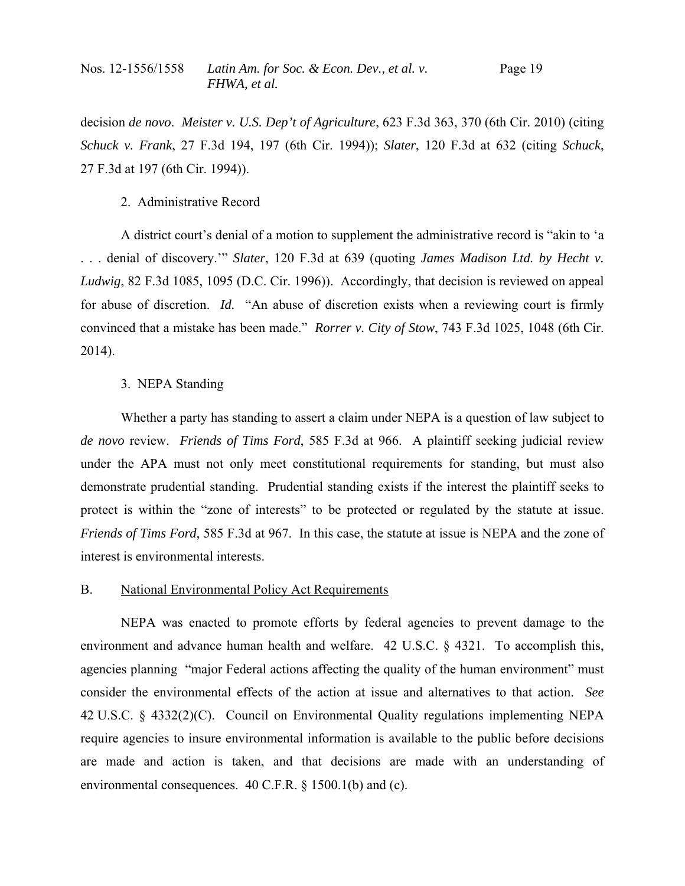decision *de novo*. *Meister v. U.S. Dep't of Agriculture*, 623 F.3d 363, 370 (6th Cir. 2010) (citing *Schuck v. Frank*, 27 F.3d 194, 197 (6th Cir. 1994)); *Slater*, 120 F.3d at 632 (citing *Schuck*, 27 F.3d at 197 (6th Cir. 1994)).

2. Administrative Record

A district court's denial of a motion to supplement the administrative record is "akin to 'a . . . denial of discovery.'" *Slater*, 120 F.3d at 639 (quoting *James Madison Ltd. by Hecht v. Ludwig*, 82 F.3d 1085, 1095 (D.C. Cir. 1996)). Accordingly, that decision is reviewed on appeal for abuse of discretion. *Id.* "An abuse of discretion exists when a reviewing court is firmly convinced that a mistake has been made." *Rorrer v. City of Stow*, 743 F.3d 1025, 1048 (6th Cir. 2014).

3. NEPA Standing

Whether a party has standing to assert a claim under NEPA is a question of law subject to *de novo* review. *Friends of Tims Ford*, 585 F.3d at 966. A plaintiff seeking judicial review under the APA must not only meet constitutional requirements for standing, but must also demonstrate prudential standing. Prudential standing exists if the interest the plaintiff seeks to protect is within the "zone of interests" to be protected or regulated by the statute at issue. *Friends of Tims Ford*, 585 F.3d at 967. In this case, the statute at issue is NEPA and the zone of interest is environmental interests.

B. National Environmental Policy Act Requirements

NEPA was enacted to promote efforts by federal agencies to prevent damage to the environment and advance human health and welfare. 42 U.S.C. § 4321. To accomplish this, agencies planning "major Federal actions affecting the quality of the human environment" must consider the environmental effects of the action at issue and alternatives to that action. *See* 42 U.S.C. § 4332(2)(C). Council on Environmental Quality regulations implementing NEPA require agencies to insure environmental information is available to the public before decisions are made and action is taken, and that decisions are made with an understanding of environmental consequences. 40 C.F.R. § 1500.1(b) and (c).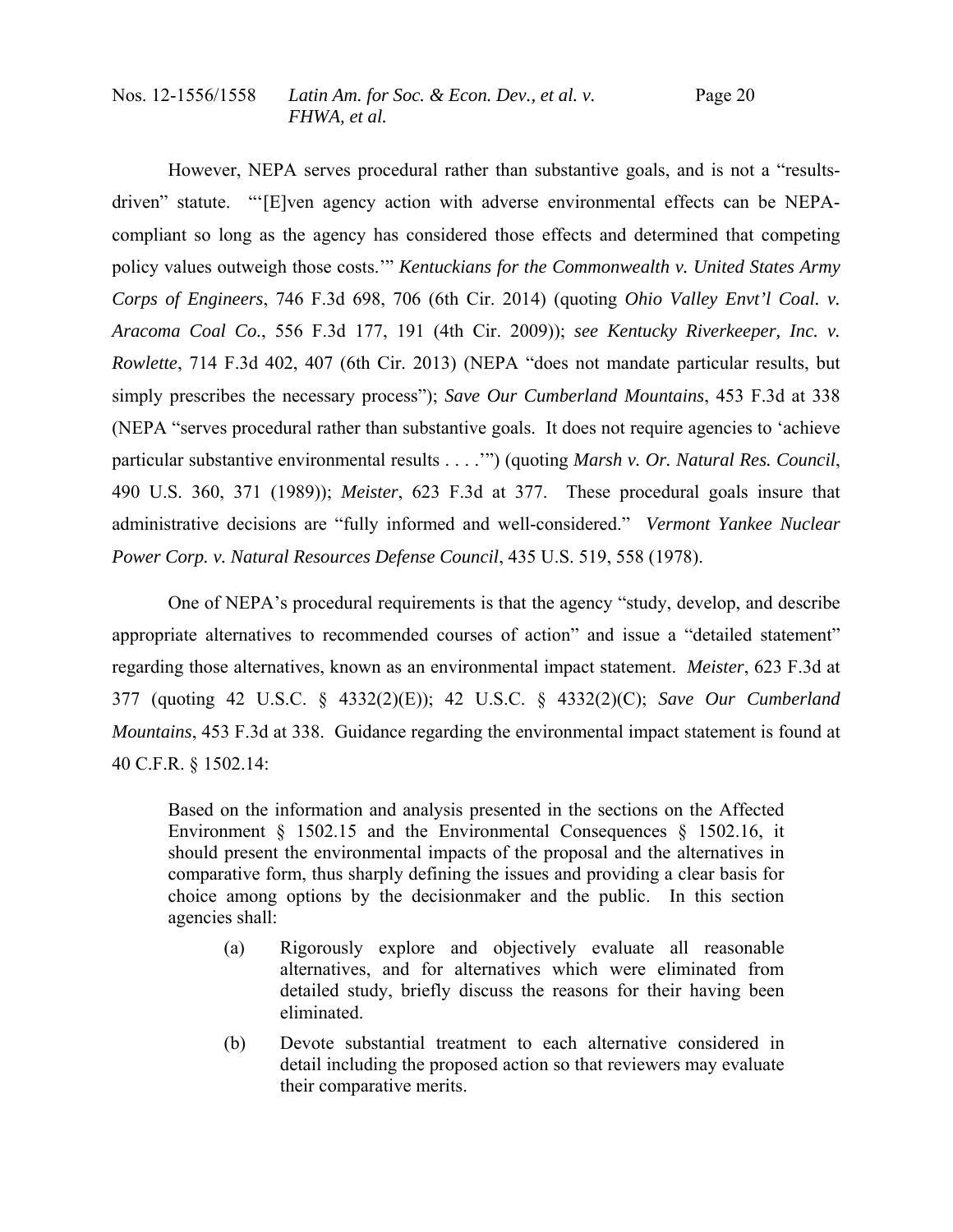However, NEPA serves procedural rather than substantive goals, and is not a "results-driven" statute. "'[E]ven agency action with adverse environmental effects can be NEPA-compliant so long as the agency has considered those effects and determined that competing policy values outweigh those costs.'" *Kentuckians for the Commonwealth v. United States Army Corps of Engineers*, 746 F.3d 698, 706 (6th Cir. 2014) (quoting *Ohio Valley Envt'l Coal. v. Aracoma Coal Co.*, 556 F.3d 177, 191 (4th Cir. 2009)); *see Kentucky Riverkeeper, Inc. v. Rowlette*, 714 F.3d 402, 407 (6th Cir. 2013) (NEPA "does not mandate particular results, but simply prescribes the necessary process"); *Save Our Cumberland Mountains*, 453 F.3d at 338 (NEPA "serves procedural rather than substantive goals. It does not require agencies to 'achieve particular substantive environmental results . . . .'") (quoting *Marsh v. Or. Natural Res. Council*, 490 U.S. 360, 371 (1989)); *Meister*, 623 F.3d at 377. These procedural goals insure that administrative decisions are "fully informed and well-considered." *Vermont Yankee Nuclear Power Corp. v. Natural Resources Defense Council*, 435 U.S. 519, 558 (1978).

One of NEPA's procedural requirements is that the agency "study, develop, and describe appropriate alternatives to recommended courses of action" and issue a "detailed statement" regarding those alternatives, known as an environmental impact statement. *Meister*, 623 F.3d at 377 (quoting 42 U.S.C. § 4332(2)(E)); 42 U.S.C. § 4332(2)(C); *Save Our Cumberland Mountains*, 453 F.3d at 338. Guidance regarding the environmental impact statement is found at 40 C.F.R. § 1502.14:

> Based on the information and analysis presented in the sections on the Affected Environment § 1502.15 and the Environmental Consequences § 1502.16, it should present the environmental impacts of the proposal and the alternatives in comparative form, thus sharply defining the issues and providing a clear basis for choice among options by the decisionmaker and the public. In this section agencies shall:
>
> (a) Rigorously explore and objectively evaluate all reasonable alternatives, and for alternatives which were eliminated from detailed study, briefly discuss the reasons for their having been eliminated.
>
> (b) Devote substantial treatment to each alternative considered in detail including the proposed action so that reviewers may evaluate their comparative merits.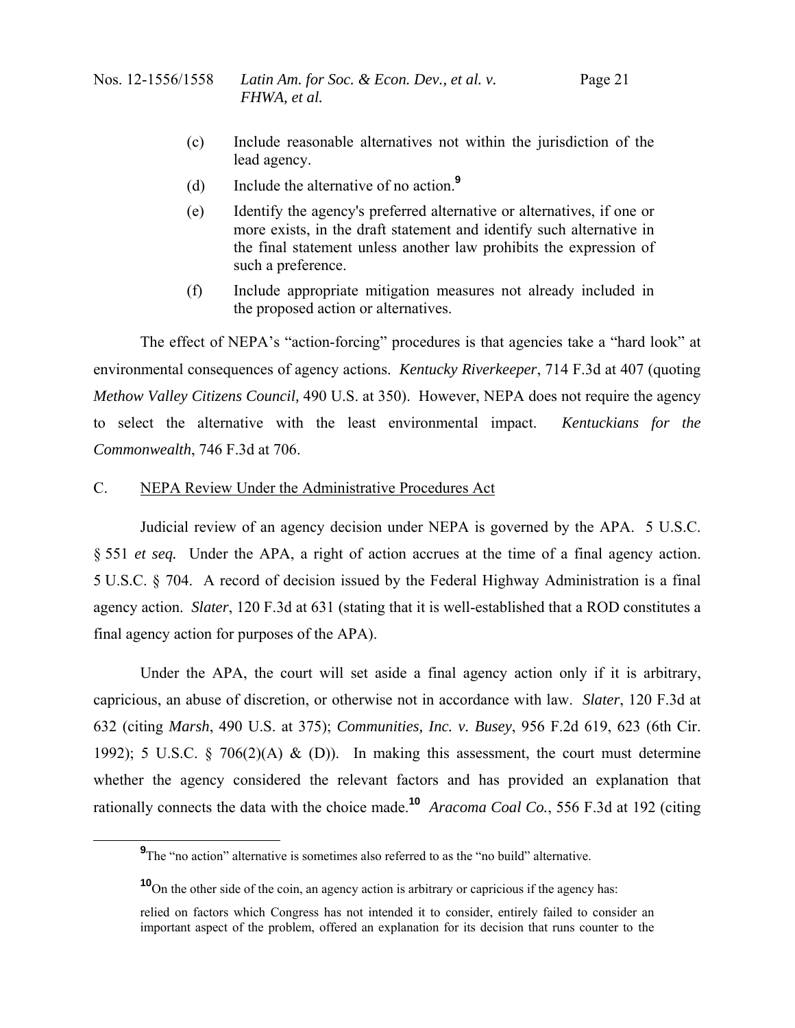(c) Include reasonable alternatives not within the jurisdiction of the lead agency.

(d) Include the alternative of no action.[9]

(e) Identify the agency's preferred alternative or alternatives, if one or more exists, in the draft statement and identify such alternative in the final statement unless another law prohibits the expression of such a preference.

(f) Include appropriate mitigation measures not already included in the proposed action or alternatives.

The effect of NEPA's "action-forcing" procedures is that agencies take a "hard look" at environmental consequences of agency actions. *Kentucky Riverkeeper*, 714 F.3d at 407 (quoting *Methow Valley Citizens Council,* 490 U.S. at 350). However, NEPA does not require the agency to select the alternative with the least environmental impact. *Kentuckians for the Commonwealth*, 746 F.3d at 706.

## C. NEPA Review Under the Administrative Procedures Act

Judicial review of an agency decision under NEPA is governed by the APA. 5 U.S.C. § 551 *et seq.* Under the APA, a right of action accrues at the time of a final agency action. 5 U.S.C. § 704. A record of decision issued by the Federal Highway Administration is a final agency action. *Slater*, 120 F.3d at 631 (stating that it is well-established that a ROD constitutes a final agency action for purposes of the APA).

Under the APA, the court will set aside a final agency action only if it is arbitrary, capricious, an abuse of discretion, or otherwise not in accordance with law. *Slater*, 120 F.3d at 632 (citing *Marsh*, 490 U.S. at 375); *Communities, Inc. v. Busey*, 956 F.2d 619, 623 (6th Cir. 1992); 5 U.S.C. § 706(2)(A) & (D)). In making this assessment, the court must determine whether the agency considered the relevant factors and has provided an explanation that rationally connects the data with the choice made.[10] *Aracoma Coal Co.*, 556 F.3d at 192 (citing

---

[9] The "no action" alternative is sometimes also referred to as the "no build" alternative.

[10] On the other side of the coin, an agency action is arbitrary or capricious if the agency has:

> relied on factors which Congress has not intended it to consider, entirely failed to consider an important aspect of the problem, offered an explanation for its decision that runs counter to the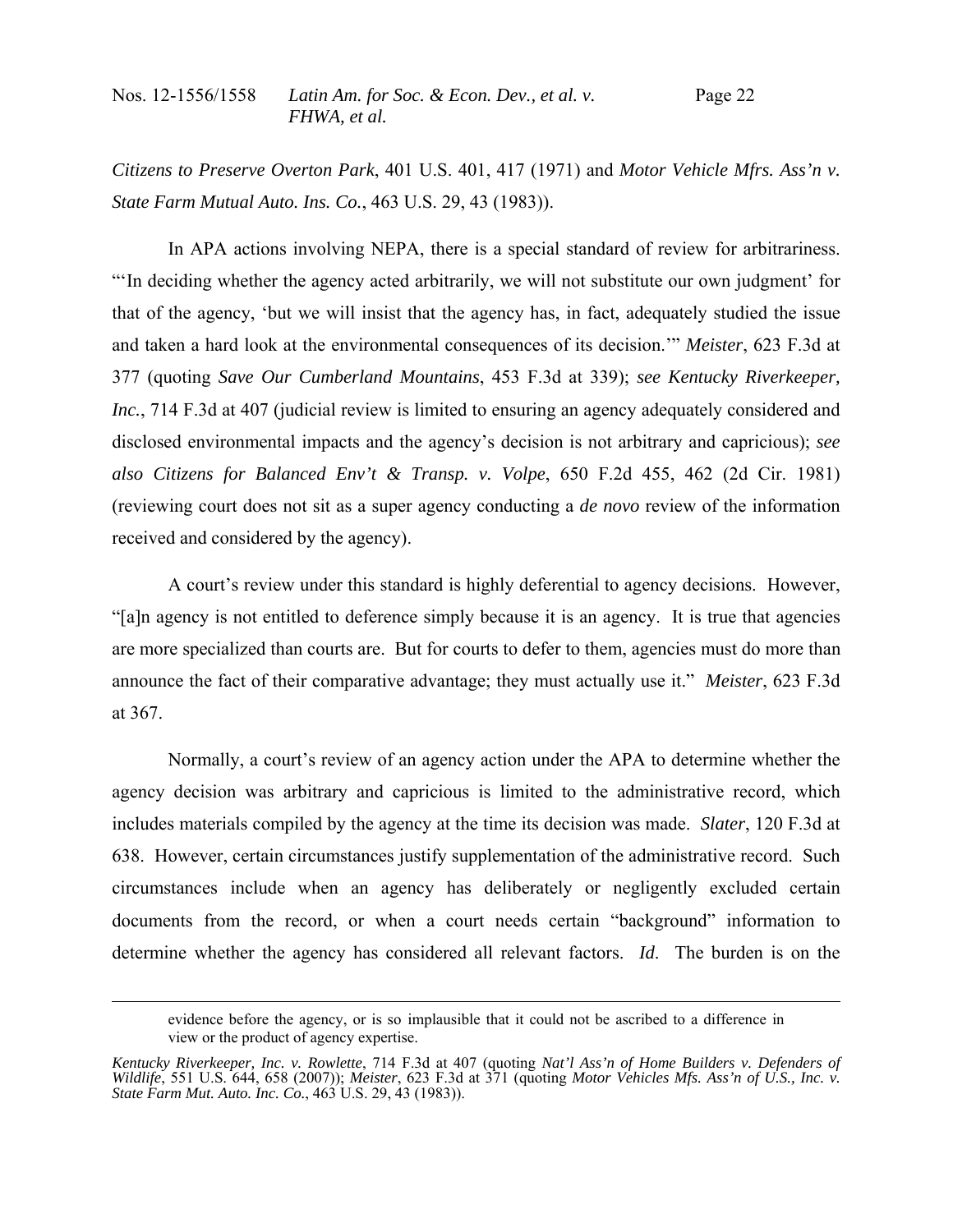*Citizens to Preserve Overton Park*, 401 U.S. 401, 417 (1971) and *Motor Vehicle Mfrs. Ass'n v. State Farm Mutual Auto. Ins. Co.*, 463 U.S. 29, 43 (1983)).

In APA actions involving NEPA, there is a special standard of review for arbitrariness. "'In deciding whether the agency acted arbitrarily, we will not substitute our own judgment' for that of the agency, 'but we will insist that the agency has, in fact, adequately studied the issue and taken a hard look at the environmental consequences of its decision.'" *Meister*, 623 F.3d at 377 (quoting *Save Our Cumberland Mountains*, 453 F.3d at 339); *see Kentucky Riverkeeper, Inc.*, 714 F.3d at 407 (judicial review is limited to ensuring an agency adequately considered and disclosed environmental impacts and the agency's decision is not arbitrary and capricious); *see also Citizens for Balanced Env't & Transp. v. Volpe*, 650 F.2d 455, 462 (2d Cir. 1981) (reviewing court does not sit as a super agency conducting a *de novo* review of the information received and considered by the agency).

A court's review under this standard is highly deferential to agency decisions. However, "[a]n agency is not entitled to deference simply because it is an agency. It is true that agencies are more specialized than courts are. But for courts to defer to them, agencies must do more than announce the fact of their comparative advantage; they must actually use it." *Meister*, 623 F.3d at 367.

Normally, a court's review of an agency action under the APA to determine whether the agency decision was arbitrary and capricious is limited to the administrative record, which includes materials compiled by the agency at the time its decision was made. *Slater*, 120 F.3d at 638. However, certain circumstances justify supplementation of the administrative record. Such circumstances include when an agency has deliberately or negligently excluded certain documents from the record, or when a court needs certain "background" information to determine whether the agency has considered all relevant factors. *Id*. The burden is on the

---

evidence before the agency, or is so implausible that it could not be ascribed to a difference in view or the product of agency expertise.

*Kentucky Riverkeeper, Inc. v. Rowlette*, 714 F.3d at 407 (quoting *Nat'l Ass'n of Home Builders v. Defenders of Wildlife*, 551 U.S. 644, 658 (2007)); *Meister*, 623 F.3d at 371 (quoting *Motor Vehicles Mfs. Ass'n of U.S., Inc. v. State Farm Mut. Auto. Inc. Co.*, 463 U.S. 29, 43 (1983)).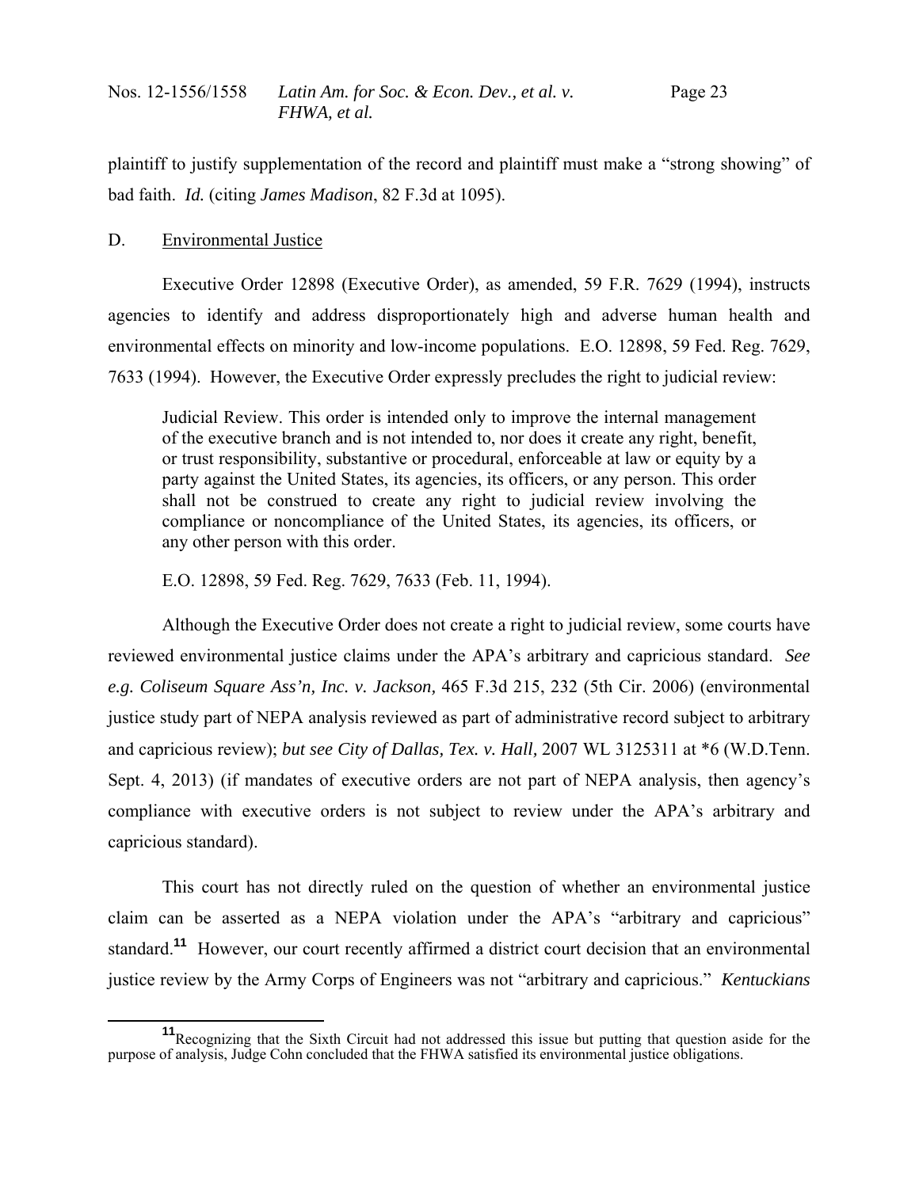plaintiff to justify supplementation of the record and plaintiff must make a "strong showing" of bad faith. *Id.* (citing *James Madison*, 82 F.3d at 1095).

D. Environmental Justice

Executive Order 12898 (Executive Order), as amended, 59 F.R. 7629 (1994), instructs agencies to identify and address disproportionately high and adverse human health and environmental effects on minority and low-income populations. E.O. 12898, 59 Fed. Reg. 7629, 7633 (1994). However, the Executive Order expressly precludes the right to judicial review:

> Judicial Review. This order is intended only to improve the internal management of the executive branch and is not intended to, nor does it create any right, benefit, or trust responsibility, substantive or procedural, enforceable at law or equity by a party against the United States, its agencies, its officers, or any person. This order shall not be construed to create any right to judicial review involving the compliance or noncompliance of the United States, its agencies, its officers, or any other person with this order.
>
> E.O. 12898, 59 Fed. Reg. 7629, 7633 (Feb. 11, 1994).

Although the Executive Order does not create a right to judicial review, some courts have reviewed environmental justice claims under the APA's arbitrary and capricious standard. *See e.g. Coliseum Square Ass'n, Inc. v. Jackson,* 465 F.3d 215, 232 (5th Cir. 2006) (environmental justice study part of NEPA analysis reviewed as part of administrative record subject to arbitrary and capricious review); *but see City of Dallas, Tex. v. Hall,* 2007 WL 3125311 at \*6 (W.D.Tenn. Sept. 4, 2013) (if mandates of executive orders are not part of NEPA analysis, then agency's compliance with executive orders is not subject to review under the APA's arbitrary and capricious standard).

This court has not directly ruled on the question of whether an environmental justice claim can be asserted as a NEPA violation under the APA's "arbitrary and capricious" standard.[11] However, our court recently affirmed a district court decision that an environmental justice review by the Army Corps of Engineers was not "arbitrary and capricious." *Kentuckians*

[11] Recognizing that the Sixth Circuit had not addressed this issue but putting that question aside for the purpose of analysis, Judge Cohn concluded that the FHWA satisfied its environmental justice obligations.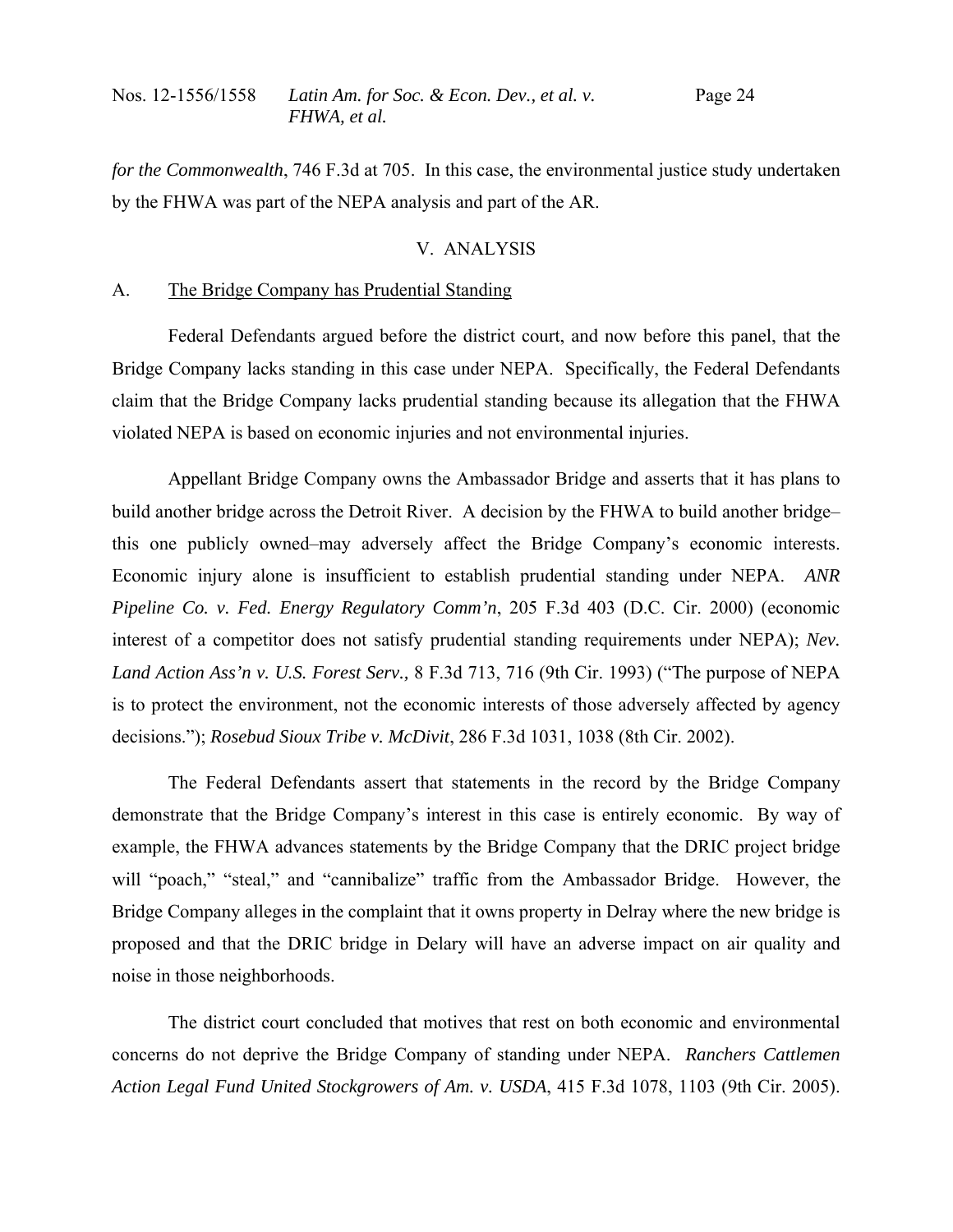*for the Commonwealth*, 746 F.3d at 705. In this case, the environmental justice study undertaken by the FHWA was part of the NEPA analysis and part of the AR.

## V. ANALYSIS

### A. The Bridge Company has Prudential Standing

Federal Defendants argued before the district court, and now before this panel, that the Bridge Company lacks standing in this case under NEPA. Specifically, the Federal Defendants claim that the Bridge Company lacks prudential standing because its allegation that the FHWA violated NEPA is based on economic injuries and not environmental injuries.

Appellant Bridge Company owns the Ambassador Bridge and asserts that it has plans to build another bridge across the Detroit River. A decision by the FHWA to build another bridge– this one publicly owned–may adversely affect the Bridge Company's economic interests. Economic injury alone is insufficient to establish prudential standing under NEPA. *ANR Pipeline Co. v. Fed. Energy Regulatory Comm'n*, 205 F.3d 403 (D.C. Cir. 2000) (economic interest of a competitor does not satisfy prudential standing requirements under NEPA); *Nev. Land Action Ass'n v. U.S. Forest Serv.,* 8 F.3d 713, 716 (9th Cir. 1993) ("The purpose of NEPA is to protect the environment, not the economic interests of those adversely affected by agency decisions."); *Rosebud Sioux Tribe v. McDivit*, 286 F.3d 1031, 1038 (8th Cir. 2002).

The Federal Defendants assert that statements in the record by the Bridge Company demonstrate that the Bridge Company's interest in this case is entirely economic. By way of example, the FHWA advances statements by the Bridge Company that the DRIC project bridge will "poach," "steal," and "cannibalize" traffic from the Ambassador Bridge. However, the Bridge Company alleges in the complaint that it owns property in Delray where the new bridge is proposed and that the DRIC bridge in Delary will have an adverse impact on air quality and noise in those neighborhoods.

The district court concluded that motives that rest on both economic and environmental concerns do not deprive the Bridge Company of standing under NEPA. *Ranchers Cattlemen Action Legal Fund United Stockgrowers of Am. v. USDA*, 415 F.3d 1078, 1103 (9th Cir. 2005).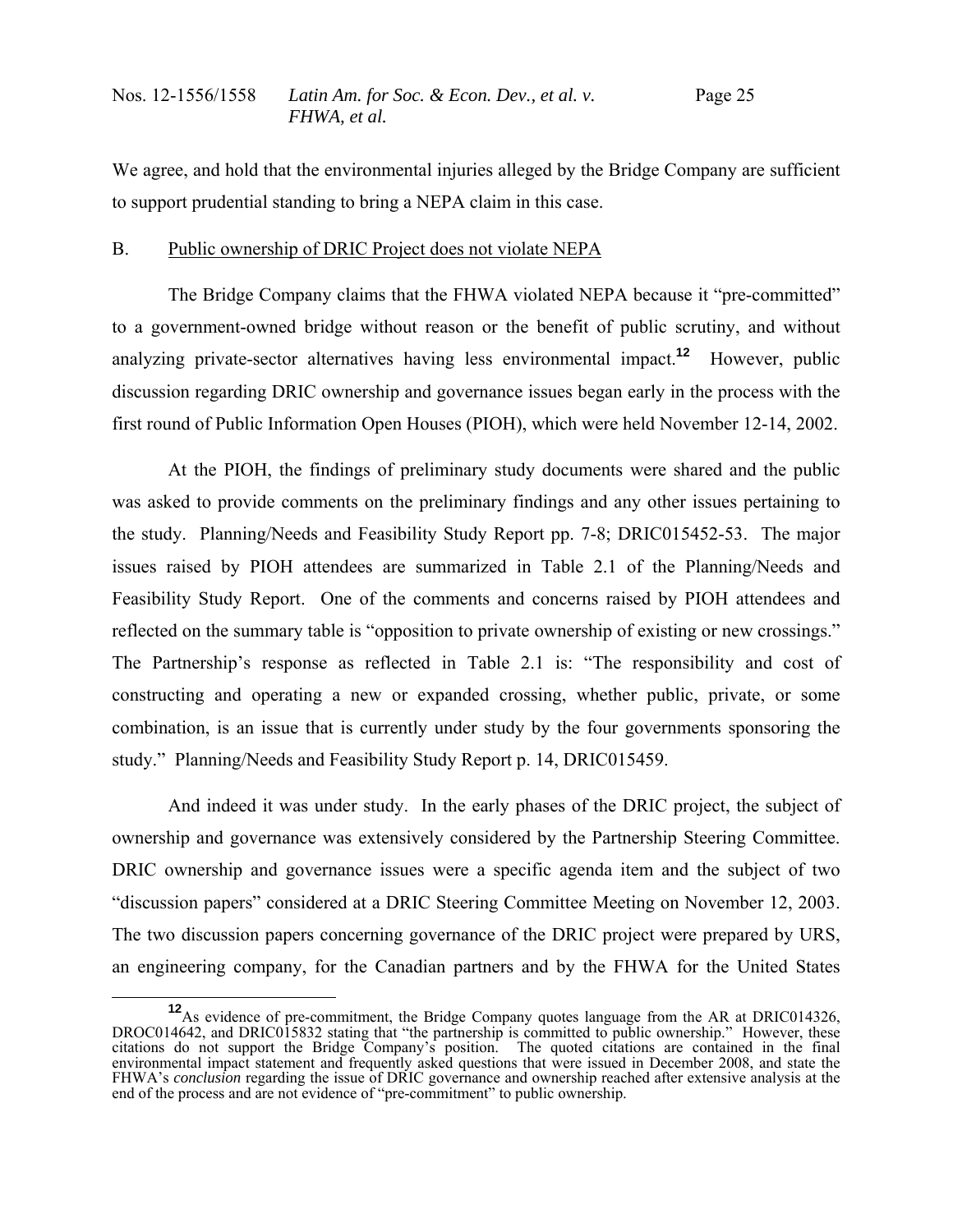We agree, and hold that the environmental injuries alleged by the Bridge Company are sufficient to support prudential standing to bring a NEPA claim in this case.

B. Public ownership of DRIC Project does not violate NEPA

The Bridge Company claims that the FHWA violated NEPA because it "pre-committed" to a government-owned bridge without reason or the benefit of public scrutiny, and without analyzing private-sector alternatives having less environmental impact.[12] However, public discussion regarding DRIC ownership and governance issues began early in the process with the first round of Public Information Open Houses (PIOH), which were held November 12-14, 2002.

At the PIOH, the findings of preliminary study documents were shared and the public was asked to provide comments on the preliminary findings and any other issues pertaining to the study. Planning/Needs and Feasibility Study Report pp. 7-8; DRIC015452-53. The major issues raised by PIOH attendees are summarized in Table 2.1 of the Planning/Needs and Feasibility Study Report. One of the comments and concerns raised by PIOH attendees and reflected on the summary table is "opposition to private ownership of existing or new crossings." The Partnership's response as reflected in Table 2.1 is: "The responsibility and cost of constructing and operating a new or expanded crossing, whether public, private, or some combination, is an issue that is currently under study by the four governments sponsoring the study." Planning/Needs and Feasibility Study Report p. 14, DRIC015459.

And indeed it was under study. In the early phases of the DRIC project, the subject of ownership and governance was extensively considered by the Partnership Steering Committee. DRIC ownership and governance issues were a specific agenda item and the subject of two "discussion papers" considered at a DRIC Steering Committee Meeting on November 12, 2003. The two discussion papers concerning governance of the DRIC project were prepared by URS, an engineering company, for the Canadian partners and by the FHWA for the United States

[12] As evidence of pre-commitment, the Bridge Company quotes language from the AR at DRIC014326, DROC014642, and DRIC015832 stating that "the partnership is committed to public ownership." However, these citations do not support the Bridge Company's position. The quoted citations are contained in the final environmental impact statement and frequently asked questions that were issued in December 2008, and state the FHWA's *conclusion* regarding the issue of DRIC governance and ownership reached after extensive analysis at the end of the process and are not evidence of "pre-commitment" to public ownership.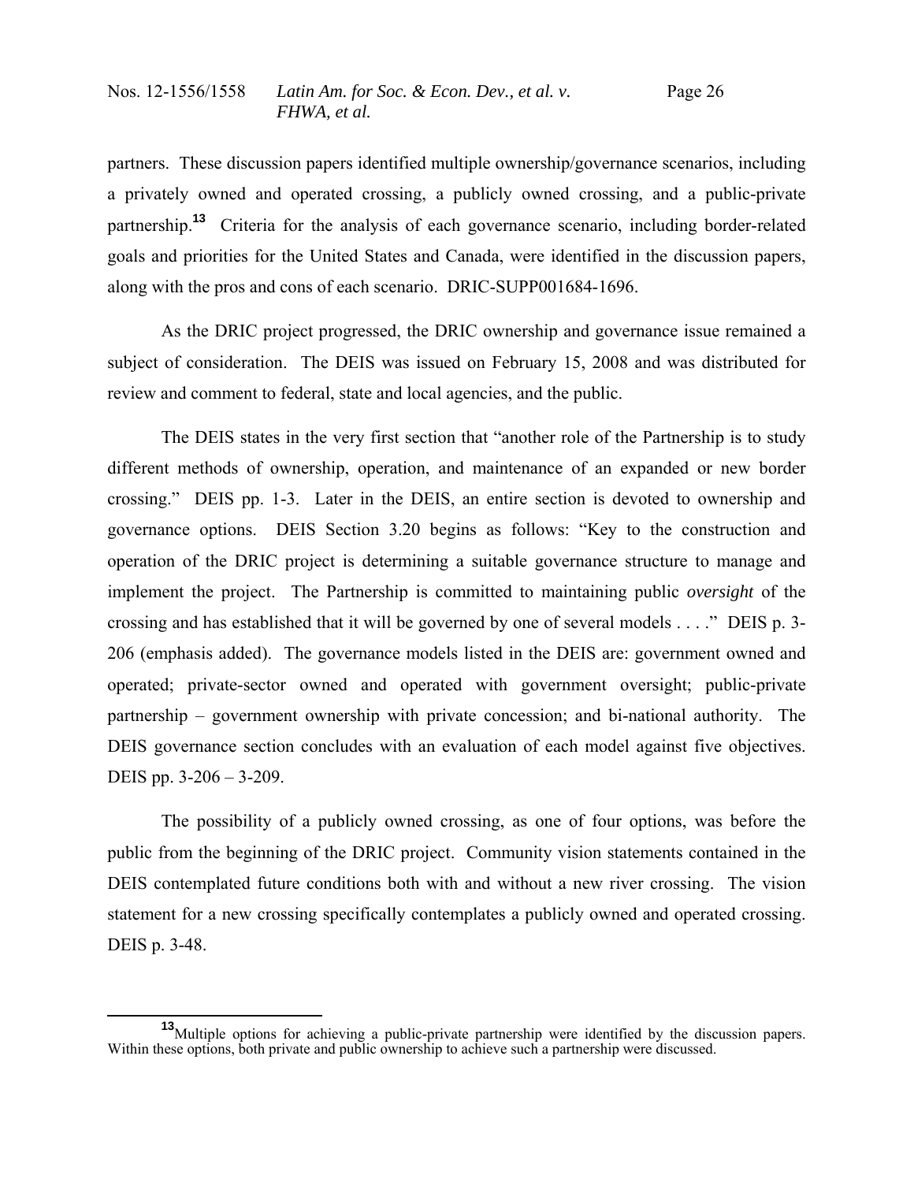partners. These discussion papers identified multiple ownership/governance scenarios, including a privately owned and operated crossing, a publicly owned crossing, and a public-private partnership.[13] Criteria for the analysis of each governance scenario, including border-related goals and priorities for the United States and Canada, were identified in the discussion papers, along with the pros and cons of each scenario. DRIC-SUPP001684-1696.

As the DRIC project progressed, the DRIC ownership and governance issue remained a subject of consideration. The DEIS was issued on February 15, 2008 and was distributed for review and comment to federal, state and local agencies, and the public.

The DEIS states in the very first section that "another role of the Partnership is to study different methods of ownership, operation, and maintenance of an expanded or new border crossing." DEIS pp. 1-3. Later in the DEIS, an entire section is devoted to ownership and governance options. DEIS Section 3.20 begins as follows: "Key to the construction and operation of the DRIC project is determining a suitable governance structure to manage and implement the project. The Partnership is committed to maintaining public *oversight* of the crossing and has established that it will be governed by one of several models . . . ." DEIS p. 3-206 (emphasis added). The governance models listed in the DEIS are: government owned and operated; private-sector owned and operated with government oversight; public-private partnership – government ownership with private concession; and bi-national authority. The DEIS governance section concludes with an evaluation of each model against five objectives. DEIS pp. 3-206 – 3-209.

The possibility of a publicly owned crossing, as one of four options, was before the public from the beginning of the DRIC project. Community vision statements contained in the DEIS contemplated future conditions both with and without a new river crossing. The vision statement for a new crossing specifically contemplates a publicly owned and operated crossing. DEIS p. 3-48.

---

[13] Multiple options for achieving a public-private partnership were identified by the discussion papers. Within these options, both private and public ownership to achieve such a partnership were discussed.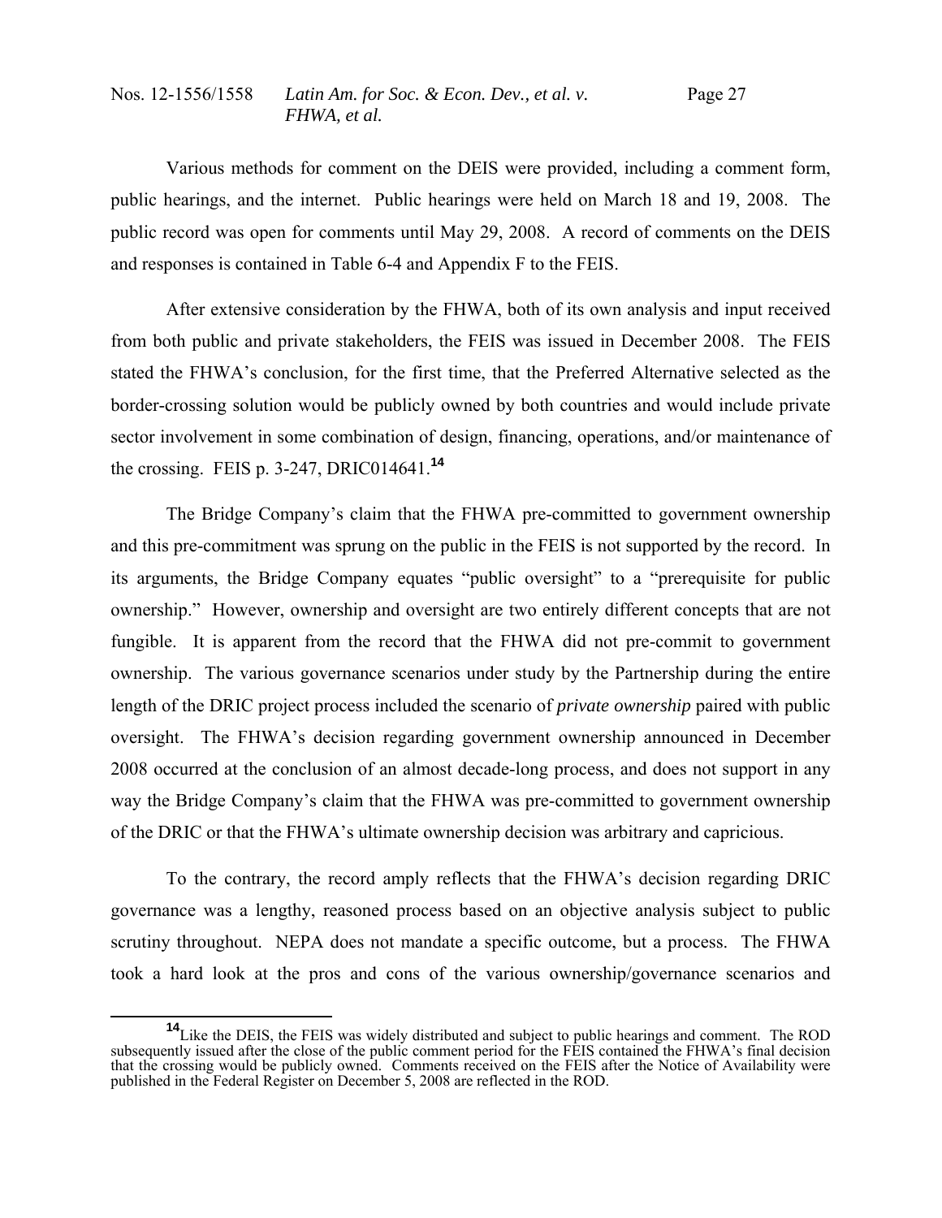Various methods for comment on the DEIS were provided, including a comment form, public hearings, and the internet. Public hearings were held on March 18 and 19, 2008. The public record was open for comments until May 29, 2008. A record of comments on the DEIS and responses is contained in Table 6-4 and Appendix F to the FEIS.

After extensive consideration by the FHWA, both of its own analysis and input received from both public and private stakeholders, the FEIS was issued in December 2008. The FEIS stated the FHWA's conclusion, for the first time, that the Preferred Alternative selected as the border-crossing solution would be publicly owned by both countries and would include private sector involvement in some combination of design, financing, operations, and/or maintenance of the crossing. FEIS p. 3-247, DRIC014641.[14]

The Bridge Company's claim that the FHWA pre-committed to government ownership and this pre-commitment was sprung on the public in the FEIS is not supported by the record. In its arguments, the Bridge Company equates "public oversight" to a "prerequisite for public ownership." However, ownership and oversight are two entirely different concepts that are not fungible. It is apparent from the record that the FHWA did not pre-commit to government ownership. The various governance scenarios under study by the Partnership during the entire length of the DRIC project process included the scenario of *private ownership* paired with public oversight. The FHWA's decision regarding government ownership announced in December 2008 occurred at the conclusion of an almost decade-long process, and does not support in any way the Bridge Company's claim that the FHWA was pre-committed to government ownership of the DRIC or that the FHWA's ultimate ownership decision was arbitrary and capricious.

To the contrary, the record amply reflects that the FHWA's decision regarding DRIC governance was a lengthy, reasoned process based on an objective analysis subject to public scrutiny throughout. NEPA does not mandate a specific outcome, but a process. The FHWA took a hard look at the pros and cons of the various ownership/governance scenarios and

[14] Like the DEIS, the FEIS was widely distributed and subject to public hearings and comment. The ROD subsequently issued after the close of the public comment period for the FEIS contained the FHWA's final decision that the crossing would be publicly owned. Comments received on the FEIS after the Notice of Availability were published in the Federal Register on December 5, 2008 are reflected in the ROD.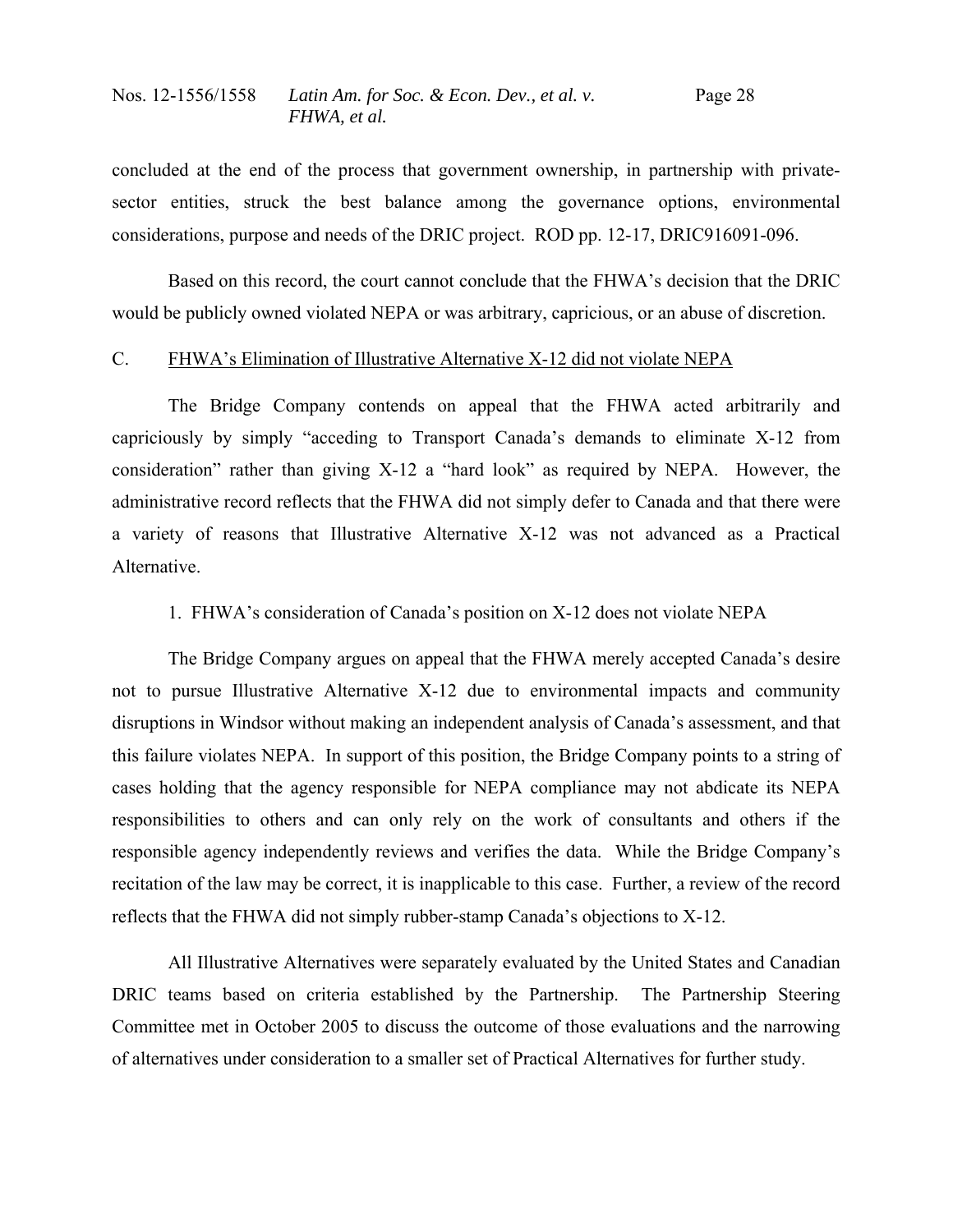concluded at the end of the process that government ownership, in partnership with private-sector entities, struck the best balance among the governance options, environmental considerations, purpose and needs of the DRIC project. ROD pp. 12-17, DRIC916091-096.

Based on this record, the court cannot conclude that the FHWA's decision that the DRIC would be publicly owned violated NEPA or was arbitrary, capricious, or an abuse of discretion.

C. <u>FHWA's Elimination of Illustrative Alternative X-12 did not violate NEPA</u>

The Bridge Company contends on appeal that the FHWA acted arbitrarily and capriciously by simply "acceding to Transport Canada's demands to eliminate X-12 from consideration" rather than giving X-12 a "hard look" as required by NEPA. However, the administrative record reflects that the FHWA did not simply defer to Canada and that there were a variety of reasons that Illustrative Alternative X-12 was not advanced as a Practical Alternative.

1. FHWA's consideration of Canada's position on X-12 does not violate NEPA

The Bridge Company argues on appeal that the FHWA merely accepted Canada's desire not to pursue Illustrative Alternative X-12 due to environmental impacts and community disruptions in Windsor without making an independent analysis of Canada's assessment, and that this failure violates NEPA. In support of this position, the Bridge Company points to a string of cases holding that the agency responsible for NEPA compliance may not abdicate its NEPA responsibilities to others and can only rely on the work of consultants and others if the responsible agency independently reviews and verifies the data. While the Bridge Company's recitation of the law may be correct, it is inapplicable to this case. Further, a review of the record reflects that the FHWA did not simply rubber-stamp Canada's objections to X-12.

All Illustrative Alternatives were separately evaluated by the United States and Canadian DRIC teams based on criteria established by the Partnership. The Partnership Steering Committee met in October 2005 to discuss the outcome of those evaluations and the narrowing of alternatives under consideration to a smaller set of Practical Alternatives for further study.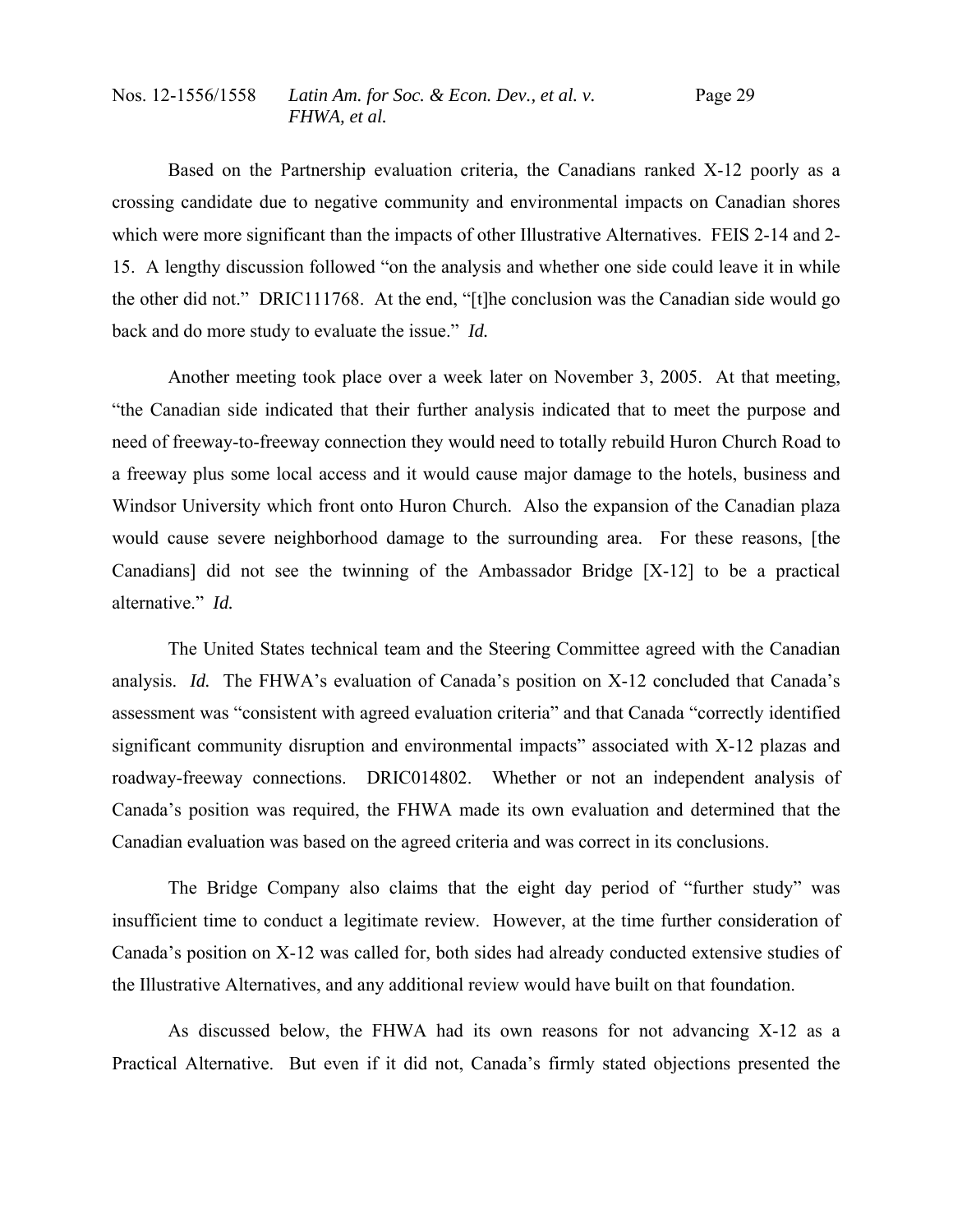Based on the Partnership evaluation criteria, the Canadians ranked X-12 poorly as a crossing candidate due to negative community and environmental impacts on Canadian shores which were more significant than the impacts of other Illustrative Alternatives. FEIS 2-14 and 2-15. A lengthy discussion followed "on the analysis and whether one side could leave it in while the other did not." DRIC111768. At the end, "[t]he conclusion was the Canadian side would go back and do more study to evaluate the issue." *Id.*

Another meeting took place over a week later on November 3, 2005. At that meeting, "the Canadian side indicated that their further analysis indicated that to meet the purpose and need of freeway-to-freeway connection they would need to totally rebuild Huron Church Road to a freeway plus some local access and it would cause major damage to the hotels, business and Windsor University which front onto Huron Church. Also the expansion of the Canadian plaza would cause severe neighborhood damage to the surrounding area. For these reasons, [the Canadians] did not see the twinning of the Ambassador Bridge [X-12] to be a practical alternative." *Id.*

The United States technical team and the Steering Committee agreed with the Canadian analysis. *Id.* The FHWA's evaluation of Canada's position on X-12 concluded that Canada's assessment was "consistent with agreed evaluation criteria" and that Canada "correctly identified significant community disruption and environmental impacts" associated with X-12 plazas and roadway-freeway connections. DRIC014802. Whether or not an independent analysis of Canada's position was required, the FHWA made its own evaluation and determined that the Canadian evaluation was based on the agreed criteria and was correct in its conclusions.

The Bridge Company also claims that the eight day period of "further study" was insufficient time to conduct a legitimate review. However, at the time further consideration of Canada's position on X-12 was called for, both sides had already conducted extensive studies of the Illustrative Alternatives, and any additional review would have built on that foundation.

As discussed below, the FHWA had its own reasons for not advancing X-12 as a Practical Alternative. But even if it did not, Canada's firmly stated objections presented the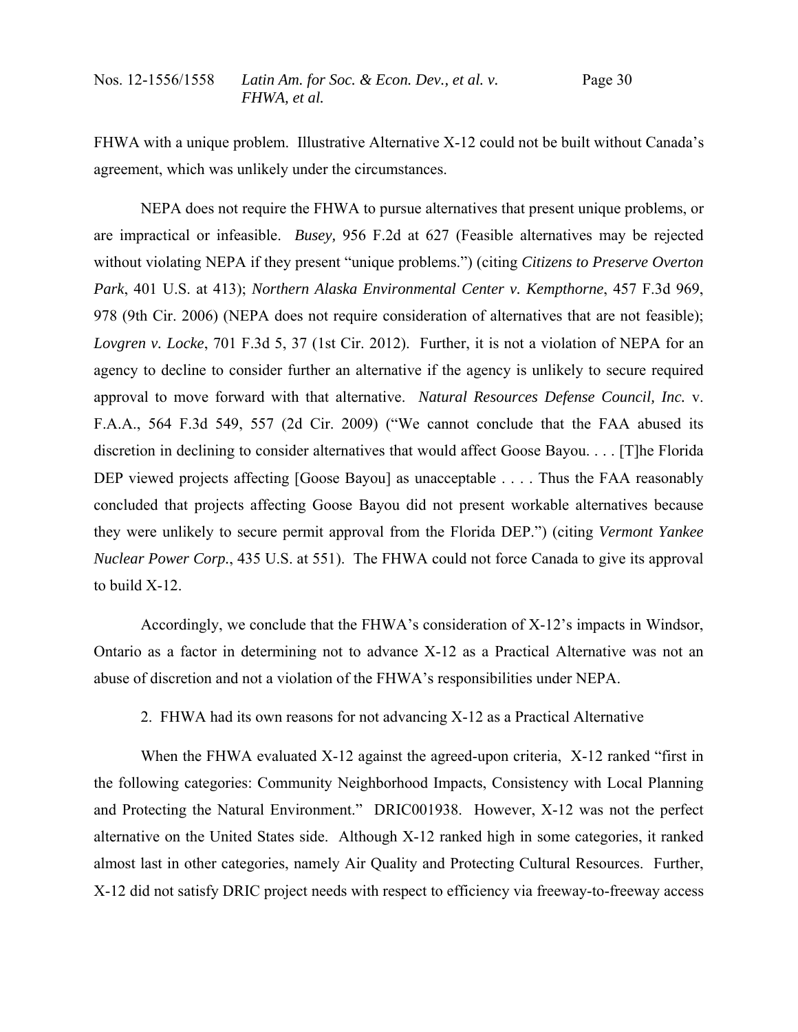FHWA with a unique problem. Illustrative Alternative X-12 could not be built without Canada's agreement, which was unlikely under the circumstances.

NEPA does not require the FHWA to pursue alternatives that present unique problems, or are impractical or infeasible. *Busey,* 956 F.2d at 627 (Feasible alternatives may be rejected without violating NEPA if they present "unique problems.") (citing *Citizens to Preserve Overton Park*, 401 U.S. at 413); *Northern Alaska Environmental Center v. Kempthorne*, 457 F.3d 969, 978 (9th Cir. 2006) (NEPA does not require consideration of alternatives that are not feasible); *Lovgren v. Locke*, 701 F.3d 5, 37 (1st Cir. 2012). Further, it is not a violation of NEPA for an agency to decline to consider further an alternative if the agency is unlikely to secure required approval to move forward with that alternative. *Natural Resources Defense Council, Inc.* v. F.A.A., 564 F.3d 549, 557 (2d Cir. 2009) ("We cannot conclude that the FAA abused its discretion in declining to consider alternatives that would affect Goose Bayou. . . . [T]he Florida DEP viewed projects affecting [Goose Bayou] as unacceptable . . . . Thus the FAA reasonably concluded that projects affecting Goose Bayou did not present workable alternatives because they were unlikely to secure permit approval from the Florida DEP.") (citing *Vermont Yankee Nuclear Power Corp.*, 435 U.S. at 551). The FHWA could not force Canada to give its approval to build X-12.

Accordingly, we conclude that the FHWA's consideration of X-12's impacts in Windsor, Ontario as a factor in determining not to advance X-12 as a Practical Alternative was not an abuse of discretion and not a violation of the FHWA's responsibilities under NEPA.

2. FHWA had its own reasons for not advancing X-12 as a Practical Alternative

When the FHWA evaluated X-12 against the agreed-upon criteria, X-12 ranked "first in the following categories: Community Neighborhood Impacts, Consistency with Local Planning and Protecting the Natural Environment." DRIC001938. However, X-12 was not the perfect alternative on the United States side. Although X-12 ranked high in some categories, it ranked almost last in other categories, namely Air Quality and Protecting Cultural Resources. Further, X-12 did not satisfy DRIC project needs with respect to efficiency via freeway-to-freeway access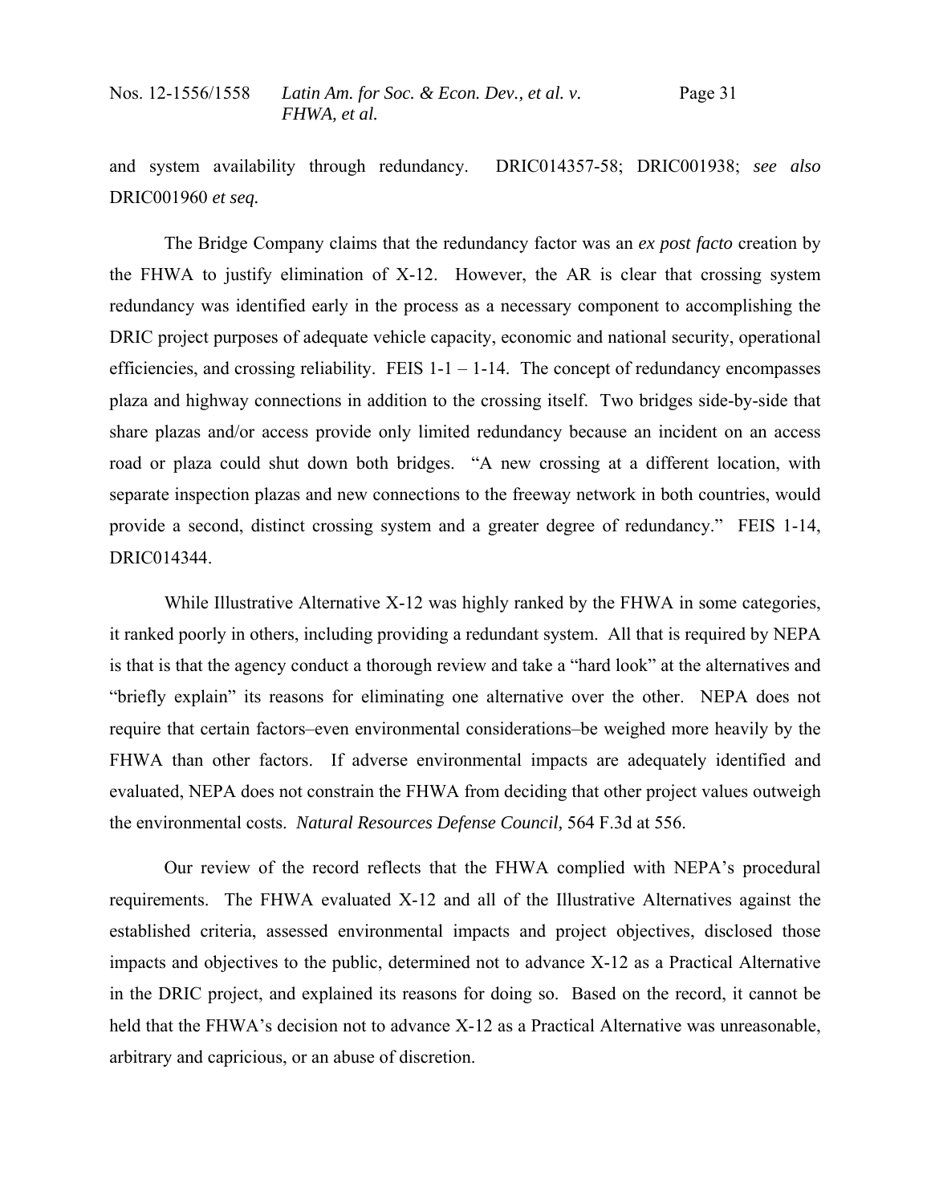and system availability through redundancy. DRIC014357-58; DRIC001938; *see also* DRIC001960 *et seq.*

The Bridge Company claims that the redundancy factor was an *ex post facto* creation by the FHWA to justify elimination of X-12. However, the AR is clear that crossing system redundancy was identified early in the process as a necessary component to accomplishing the DRIC project purposes of adequate vehicle capacity, economic and national security, operational efficiencies, and crossing reliability. FEIS 1-1 – 1-14. The concept of redundancy encompasses plaza and highway connections in addition to the crossing itself. Two bridges side-by-side that share plazas and/or access provide only limited redundancy because an incident on an access road or plaza could shut down both bridges. "A new crossing at a different location, with separate inspection plazas and new connections to the freeway network in both countries, would provide a second, distinct crossing system and a greater degree of redundancy." FEIS 1-14, DRIC014344.

While Illustrative Alternative X-12 was highly ranked by the FHWA in some categories, it ranked poorly in others, including providing a redundant system. All that is required by NEPA is that is that the agency conduct a thorough review and take a "hard look" at the alternatives and "briefly explain" its reasons for eliminating one alternative over the other. NEPA does not require that certain factors–even environmental considerations–be weighed more heavily by the FHWA than other factors. If adverse environmental impacts are adequately identified and evaluated, NEPA does not constrain the FHWA from deciding that other project values outweigh the environmental costs. *Natural Resources Defense Council,* 564 F.3d at 556.

Our review of the record reflects that the FHWA complied with NEPA's procedural requirements. The FHWA evaluated X-12 and all of the Illustrative Alternatives against the established criteria, assessed environmental impacts and project objectives, disclosed those impacts and objectives to the public, determined not to advance X-12 as a Practical Alternative in the DRIC project, and explained its reasons for doing so. Based on the record, it cannot be held that the FHWA's decision not to advance X-12 as a Practical Alternative was unreasonable, arbitrary and capricious, or an abuse of discretion.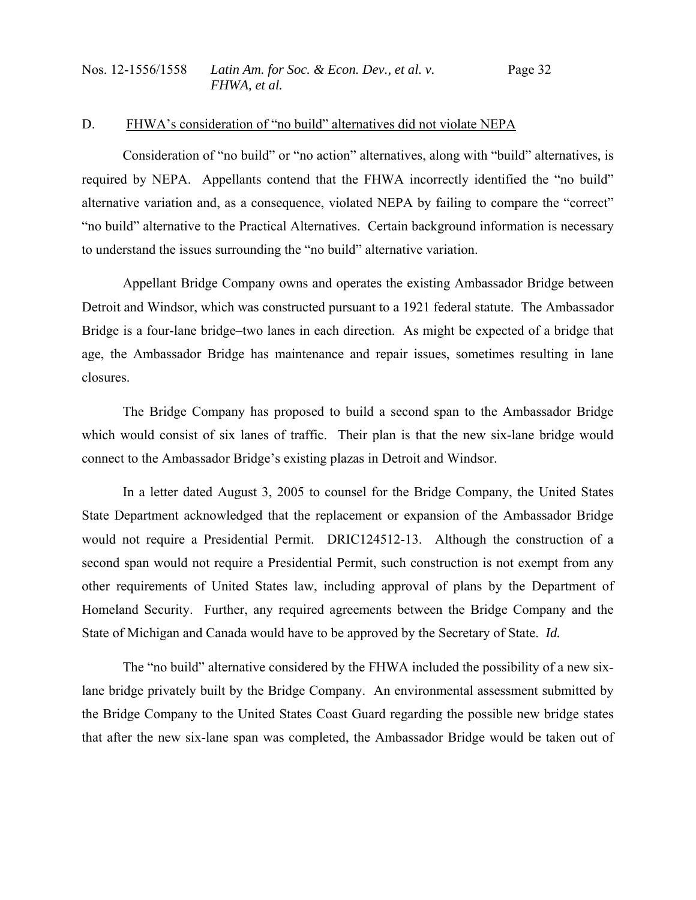D. FHWA's consideration of "no build" alternatives did not violate NEPA

Consideration of "no build" or "no action" alternatives, along with "build" alternatives, is required by NEPA. Appellants contend that the FHWA incorrectly identified the "no build" alternative variation and, as a consequence, violated NEPA by failing to compare the "correct" "no build" alternative to the Practical Alternatives. Certain background information is necessary to understand the issues surrounding the "no build" alternative variation.

Appellant Bridge Company owns and operates the existing Ambassador Bridge between Detroit and Windsor, which was constructed pursuant to a 1921 federal statute. The Ambassador Bridge is a four-lane bridge–two lanes in each direction. As might be expected of a bridge that age, the Ambassador Bridge has maintenance and repair issues, sometimes resulting in lane closures.

The Bridge Company has proposed to build a second span to the Ambassador Bridge which would consist of six lanes of traffic. Their plan is that the new six-lane bridge would connect to the Ambassador Bridge's existing plazas in Detroit and Windsor.

In a letter dated August 3, 2005 to counsel for the Bridge Company, the United States State Department acknowledged that the replacement or expansion of the Ambassador Bridge would not require a Presidential Permit. DRIC124512-13. Although the construction of a second span would not require a Presidential Permit, such construction is not exempt from any other requirements of United States law, including approval of plans by the Department of Homeland Security. Further, any required agreements between the Bridge Company and the State of Michigan and Canada would have to be approved by the Secretary of State. *Id.*

The "no build" alternative considered by the FHWA included the possibility of a new six-lane bridge privately built by the Bridge Company. An environmental assessment submitted by the Bridge Company to the United States Coast Guard regarding the possible new bridge states that after the new six-lane span was completed, the Ambassador Bridge would be taken out of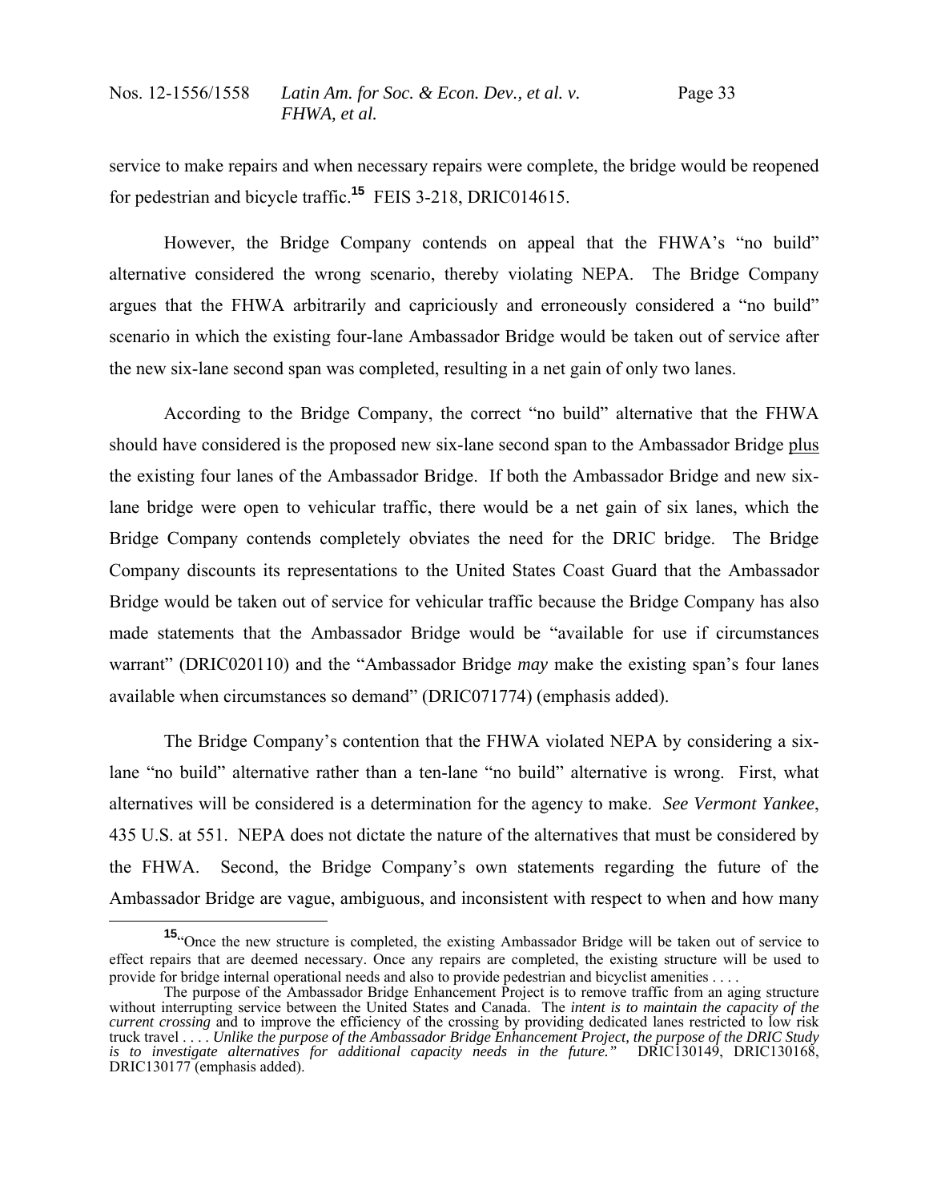service to make repairs and when necessary repairs were complete, the bridge would be reopened for pedestrian and bicycle traffic.[15] FEIS 3-218, DRIC014615.

However, the Bridge Company contends on appeal that the FHWA's "no build" alternative considered the wrong scenario, thereby violating NEPA. The Bridge Company argues that the FHWA arbitrarily and capriciously and erroneously considered a "no build" scenario in which the existing four-lane Ambassador Bridge would be taken out of service after the new six-lane second span was completed, resulting in a net gain of only two lanes.

According to the Bridge Company, the correct "no build" alternative that the FHWA should have considered is the proposed new six-lane second span to the Ambassador Bridge <u>plus</u> the existing four lanes of the Ambassador Bridge. If both the Ambassador Bridge and new six-lane bridge were open to vehicular traffic, there would be a net gain of six lanes, which the Bridge Company contends completely obviates the need for the DRIC bridge. The Bridge Company discounts its representations to the United States Coast Guard that the Ambassador Bridge would be taken out of service for vehicular traffic because the Bridge Company has also made statements that the Ambassador Bridge would be "available for use if circumstances warrant" (DRIC020110) and the "Ambassador Bridge *may* make the existing span's four lanes available when circumstances so demand" (DRIC071774) (emphasis added).

The Bridge Company's contention that the FHWA violated NEPA by considering a six-lane "no build" alternative rather than a ten-lane "no build" alternative is wrong. First, what alternatives will be considered is a determination for the agency to make. *See Vermont Yankee*, 435 U.S. at 551. NEPA does not dictate the nature of the alternatives that must be considered by the FHWA. Second, the Bridge Company's own statements regarding the future of the Ambassador Bridge are vague, ambiguous, and inconsistent with respect to when and how many

---

[15] "Once the new structure is completed, the existing Ambassador Bridge will be taken out of service to effect repairs that are deemed necessary. Once any repairs are completed, the existing structure will be used to provide for bridge internal operational needs and also to provide pedestrian and bicyclist amenities . . . .

The purpose of the Ambassador Bridge Enhancement Project is to remove traffic from an aging structure without interrupting service between the United States and Canada. The *intent is to maintain the capacity of the current crossing* and to improve the efficiency of the crossing by providing dedicated lanes restricted to low risk truck travel . . . . *Unlike the purpose of the Ambassador Bridge Enhancement Project, the purpose of the DRIC Study is to investigate alternatives for additional capacity needs in the future."* DRIC130149, DRIC130168, DRIC130177 (emphasis added).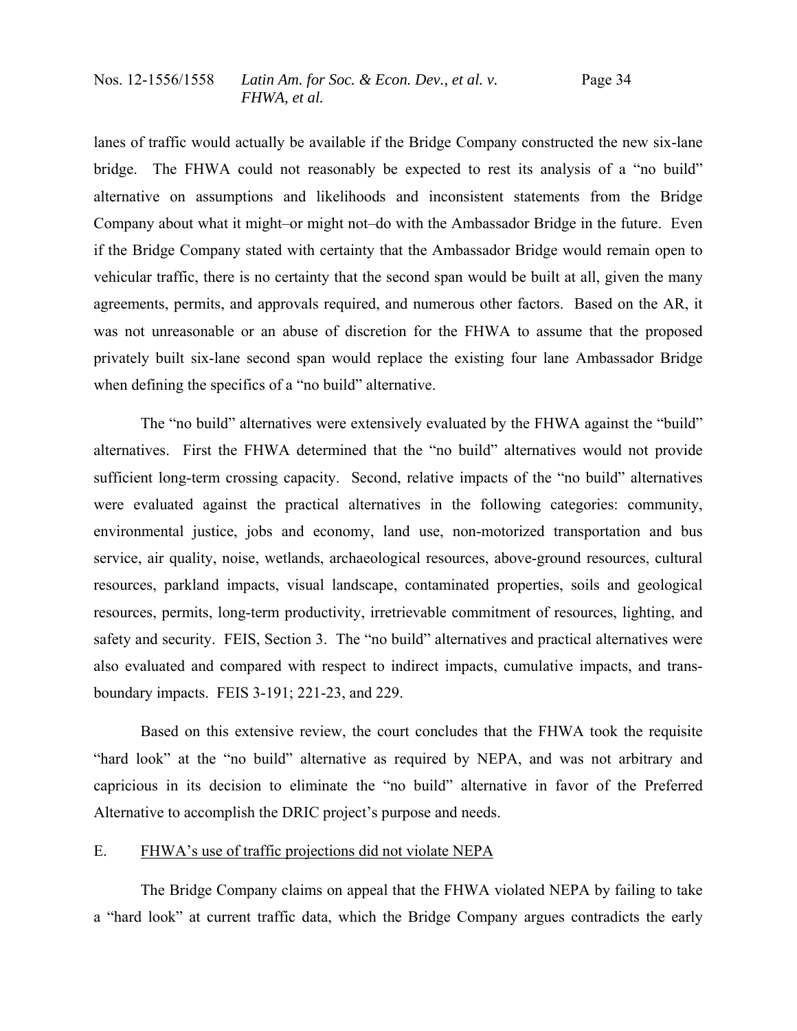lanes of traffic would actually be available if the Bridge Company constructed the new six-lane bridge. The FHWA could not reasonably be expected to rest its analysis of a "no build" alternative on assumptions and likelihoods and inconsistent statements from the Bridge Company about what it might–or might not–do with the Ambassador Bridge in the future. Even if the Bridge Company stated with certainty that the Ambassador Bridge would remain open to vehicular traffic, there is no certainty that the second span would be built at all, given the many agreements, permits, and approvals required, and numerous other factors. Based on the AR, it was not unreasonable or an abuse of discretion for the FHWA to assume that the proposed privately built six-lane second span would replace the existing four lane Ambassador Bridge when defining the specifics of a "no build" alternative.

The "no build" alternatives were extensively evaluated by the FHWA against the "build" alternatives. First the FHWA determined that the "no build" alternatives would not provide sufficient long-term crossing capacity. Second, relative impacts of the "no build" alternatives were evaluated against the practical alternatives in the following categories: community, environmental justice, jobs and economy, land use, non-motorized transportation and bus service, air quality, noise, wetlands, archaeological resources, above-ground resources, cultural resources, parkland impacts, visual landscape, contaminated properties, soils and geological resources, permits, long-term productivity, irretrievable commitment of resources, lighting, and safety and security. FEIS, Section 3. The "no build" alternatives and practical alternatives were also evaluated and compared with respect to indirect impacts, cumulative impacts, and trans-boundary impacts. FEIS 3-191; 221-23, and 229.

Based on this extensive review, the court concludes that the FHWA took the requisite "hard look" at the "no build" alternative as required by NEPA, and was not arbitrary and capricious in its decision to eliminate the "no build" alternative in favor of the Preferred Alternative to accomplish the DRIC project's purpose and needs.

E. FHWA's use of traffic projections did not violate NEPA

The Bridge Company claims on appeal that the FHWA violated NEPA by failing to take a "hard look" at current traffic data, which the Bridge Company argues contradicts the early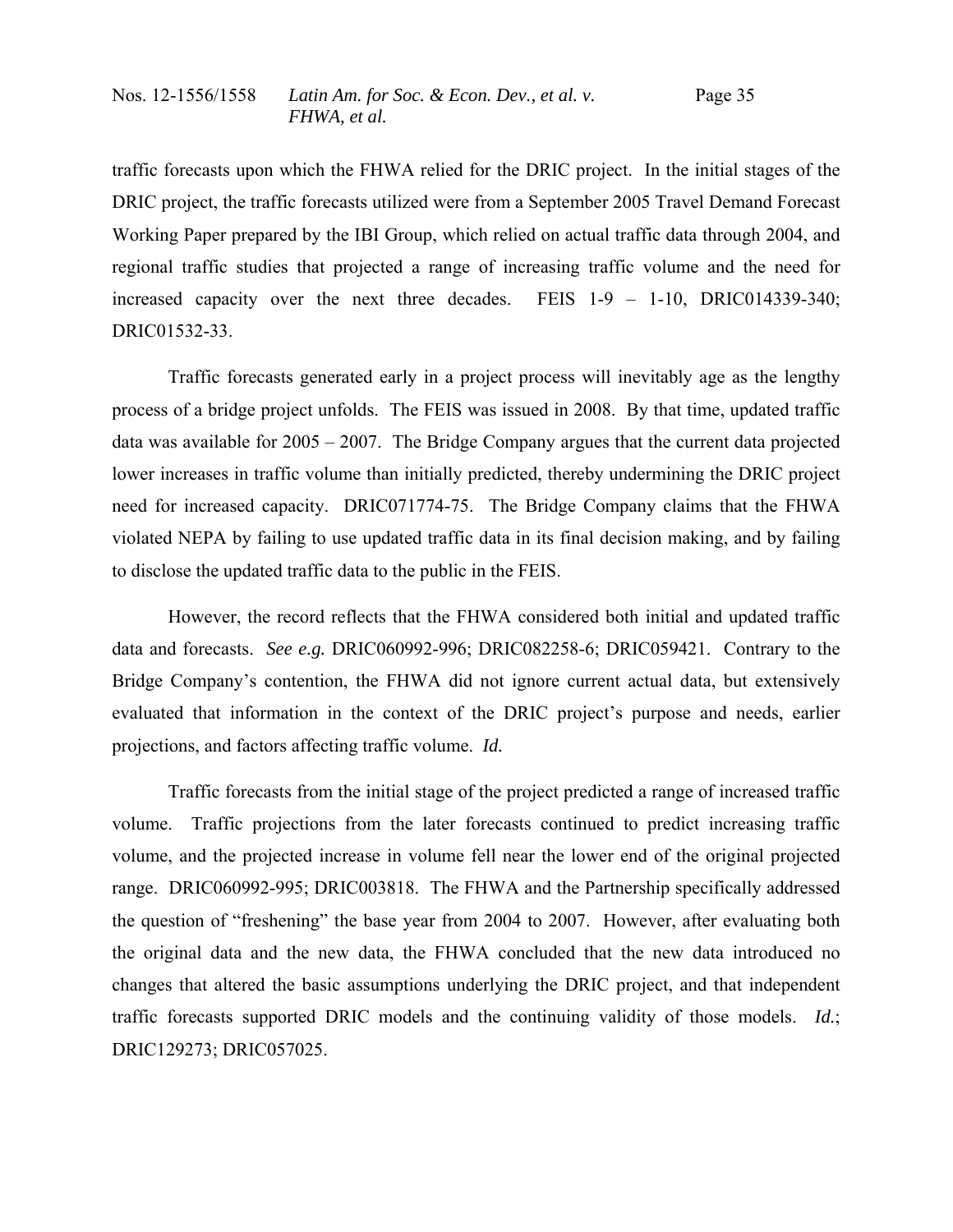traffic forecasts upon which the FHWA relied for the DRIC project. In the initial stages of the DRIC project, the traffic forecasts utilized were from a September 2005 Travel Demand Forecast Working Paper prepared by the IBI Group, which relied on actual traffic data through 2004, and regional traffic studies that projected a range of increasing traffic volume and the need for increased capacity over the next three decades. FEIS 1-9 – 1-10, DRIC014339-340; DRIC01532-33.

Traffic forecasts generated early in a project process will inevitably age as the lengthy process of a bridge project unfolds. The FEIS was issued in 2008. By that time, updated traffic data was available for 2005 – 2007. The Bridge Company argues that the current data projected lower increases in traffic volume than initially predicted, thereby undermining the DRIC project need for increased capacity. DRIC071774-75. The Bridge Company claims that the FHWA violated NEPA by failing to use updated traffic data in its final decision making, and by failing to disclose the updated traffic data to the public in the FEIS.

However, the record reflects that the FHWA considered both initial and updated traffic data and forecasts. *See e.g.* DRIC060992-996; DRIC082258-6; DRIC059421. Contrary to the Bridge Company's contention, the FHWA did not ignore current actual data, but extensively evaluated that information in the context of the DRIC project's purpose and needs, earlier projections, and factors affecting traffic volume. *Id.*

Traffic forecasts from the initial stage of the project predicted a range of increased traffic volume. Traffic projections from the later forecasts continued to predict increasing traffic volume, and the projected increase in volume fell near the lower end of the original projected range. DRIC060992-995; DRIC003818. The FHWA and the Partnership specifically addressed the question of "freshening" the base year from 2004 to 2007. However, after evaluating both the original data and the new data, the FHWA concluded that the new data introduced no changes that altered the basic assumptions underlying the DRIC project, and that independent traffic forecasts supported DRIC models and the continuing validity of those models. *Id.*; DRIC129273; DRIC057025.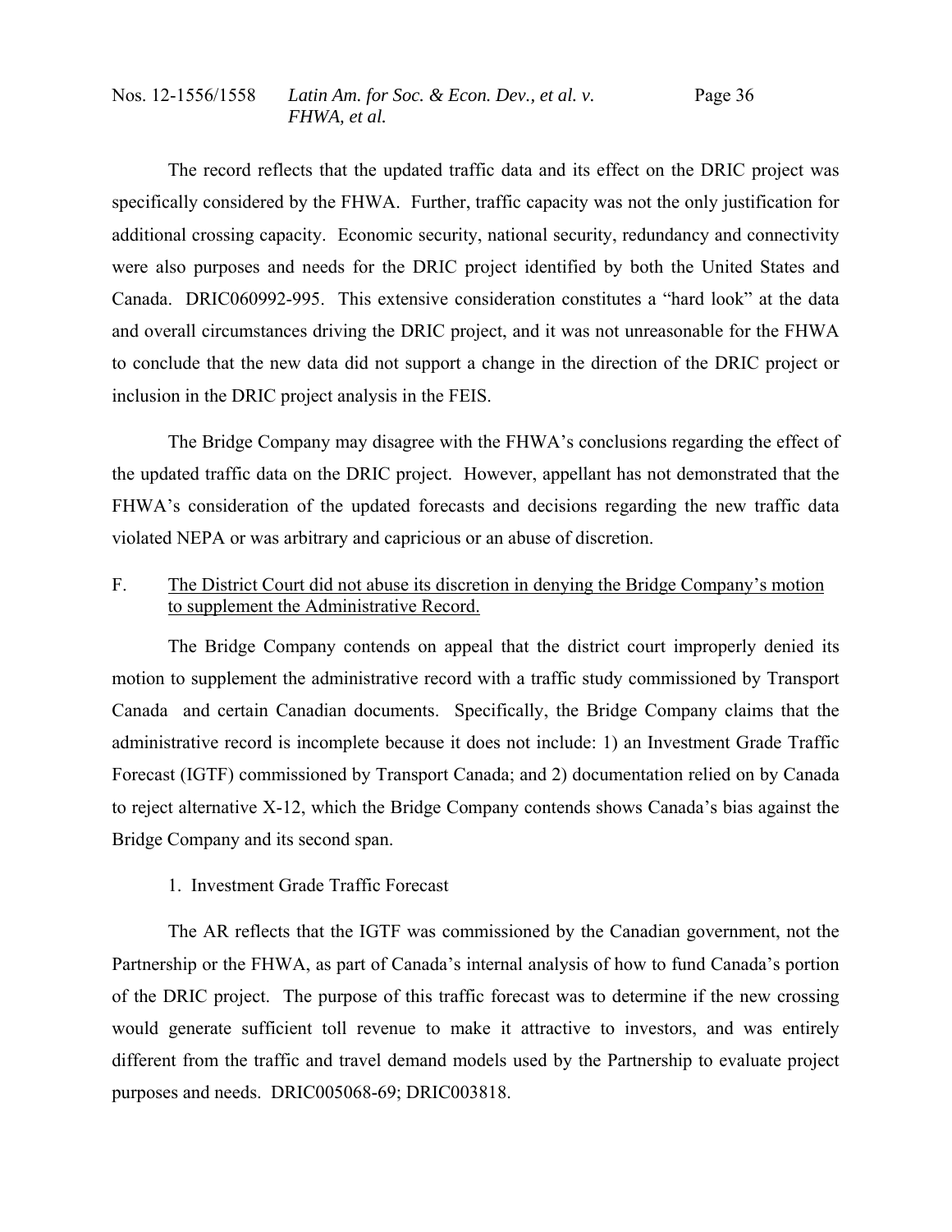The record reflects that the updated traffic data and its effect on the DRIC project was specifically considered by the FHWA. Further, traffic capacity was not the only justification for additional crossing capacity. Economic security, national security, redundancy and connectivity were also purposes and needs for the DRIC project identified by both the United States and Canada. DRIC060992-995. This extensive consideration constitutes a "hard look" at the data and overall circumstances driving the DRIC project, and it was not unreasonable for the FHWA to conclude that the new data did not support a change in the direction of the DRIC project or inclusion in the DRIC project analysis in the FEIS.

The Bridge Company may disagree with the FHWA's conclusions regarding the effect of the updated traffic data on the DRIC project. However, appellant has not demonstrated that the FHWA's consideration of the updated forecasts and decisions regarding the new traffic data violated NEPA or was arbitrary and capricious or an abuse of discretion.

### F. The District Court did not abuse its discretion in denying the Bridge Company's motion to supplement the Administrative Record.

The Bridge Company contends on appeal that the district court improperly denied its motion to supplement the administrative record with a traffic study commissioned by Transport Canada and certain Canadian documents. Specifically, the Bridge Company claims that the administrative record is incomplete because it does not include: 1) an Investment Grade Traffic Forecast (IGTF) commissioned by Transport Canada; and 2) documentation relied on by Canada to reject alternative X-12, which the Bridge Company contends shows Canada's bias against the Bridge Company and its second span.

#### 1. Investment Grade Traffic Forecast

The AR reflects that the IGTF was commissioned by the Canadian government, not the Partnership or the FHWA, as part of Canada's internal analysis of how to fund Canada's portion of the DRIC project. The purpose of this traffic forecast was to determine if the new crossing would generate sufficient toll revenue to make it attractive to investors, and was entirely different from the traffic and travel demand models used by the Partnership to evaluate project purposes and needs. DRIC005068-69; DRIC003818.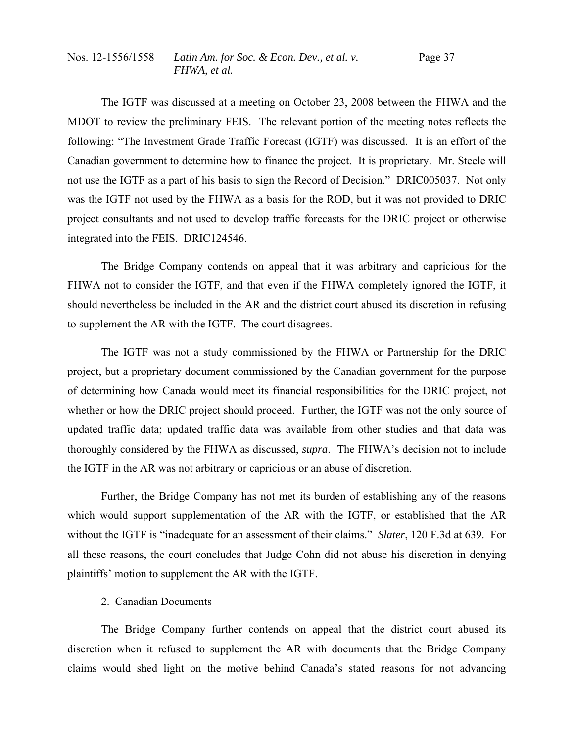The IGTF was discussed at a meeting on October 23, 2008 between the FHWA and the MDOT to review the preliminary FEIS. The relevant portion of the meeting notes reflects the following: "The Investment Grade Traffic Forecast (IGTF) was discussed. It is an effort of the Canadian government to determine how to finance the project. It is proprietary. Mr. Steele will not use the IGTF as a part of his basis to sign the Record of Decision." DRIC005037. Not only was the IGTF not used by the FHWA as a basis for the ROD, but it was not provided to DRIC project consultants and not used to develop traffic forecasts for the DRIC project or otherwise integrated into the FEIS. DRIC124546.

The Bridge Company contends on appeal that it was arbitrary and capricious for the FHWA not to consider the IGTF, and that even if the FHWA completely ignored the IGTF, it should nevertheless be included in the AR and the district court abused its discretion in refusing to supplement the AR with the IGTF. The court disagrees.

The IGTF was not a study commissioned by the FHWA or Partnership for the DRIC project, but a proprietary document commissioned by the Canadian government for the purpose of determining how Canada would meet its financial responsibilities for the DRIC project, not whether or how the DRIC project should proceed. Further, the IGTF was not the only source of updated traffic data; updated traffic data was available from other studies and that data was thoroughly considered by the FHWA as discussed, *supra*. The FHWA's decision not to include the IGTF in the AR was not arbitrary or capricious or an abuse of discretion.

Further, the Bridge Company has not met its burden of establishing any of the reasons which would support supplementation of the AR with the IGTF, or established that the AR without the IGTF is "inadequate for an assessment of their claims." *Slater*, 120 F.3d at 639. For all these reasons, the court concludes that Judge Cohn did not abuse his discretion in denying plaintiffs' motion to supplement the AR with the IGTF.

2. Canadian Documents

The Bridge Company further contends on appeal that the district court abused its discretion when it refused to supplement the AR with documents that the Bridge Company claims would shed light on the motive behind Canada's stated reasons for not advancing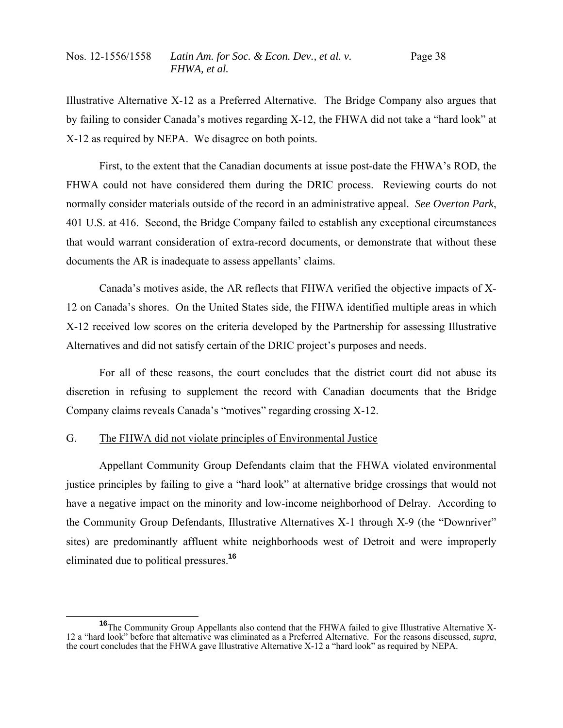Illustrative Alternative X-12 as a Preferred Alternative. The Bridge Company also argues that by failing to consider Canada's motives regarding X-12, the FHWA did not take a "hard look" at X-12 as required by NEPA. We disagree on both points.

First, to the extent that the Canadian documents at issue post-date the FHWA's ROD, the FHWA could not have considered them during the DRIC process. Reviewing courts do not normally consider materials outside of the record in an administrative appeal. *See Overton Park*, 401 U.S. at 416. Second, the Bridge Company failed to establish any exceptional circumstances that would warrant consideration of extra-record documents, or demonstrate that without these documents the AR is inadequate to assess appellants' claims.

Canada's motives aside, the AR reflects that FHWA verified the objective impacts of X-12 on Canada's shores. On the United States side, the FHWA identified multiple areas in which X-12 received low scores on the criteria developed by the Partnership for assessing Illustrative Alternatives and did not satisfy certain of the DRIC project's purposes and needs.

For all of these reasons, the court concludes that the district court did not abuse its discretion in refusing to supplement the record with Canadian documents that the Bridge Company claims reveals Canada's "motives" regarding crossing X-12.

## G. The FHWA did not violate principles of Environmental Justice

Appellant Community Group Defendants claim that the FHWA violated environmental justice principles by failing to give a "hard look" at alternative bridge crossings that would not have a negative impact on the minority and low-income neighborhood of Delray. According to the Community Group Defendants, Illustrative Alternatives X-1 through X-9 (the "Downriver" sites) are predominantly affluent white neighborhoods west of Detroit and were improperly eliminated due to political pressures.[16]

---

[16] The Community Group Appellants also contend that the FHWA failed to give Illustrative Alternative X-12 a "hard look" before that alternative was eliminated as a Preferred Alternative. For the reasons discussed, *supra*, the court concludes that the FHWA gave Illustrative Alternative X-12 a "hard look" as required by NEPA.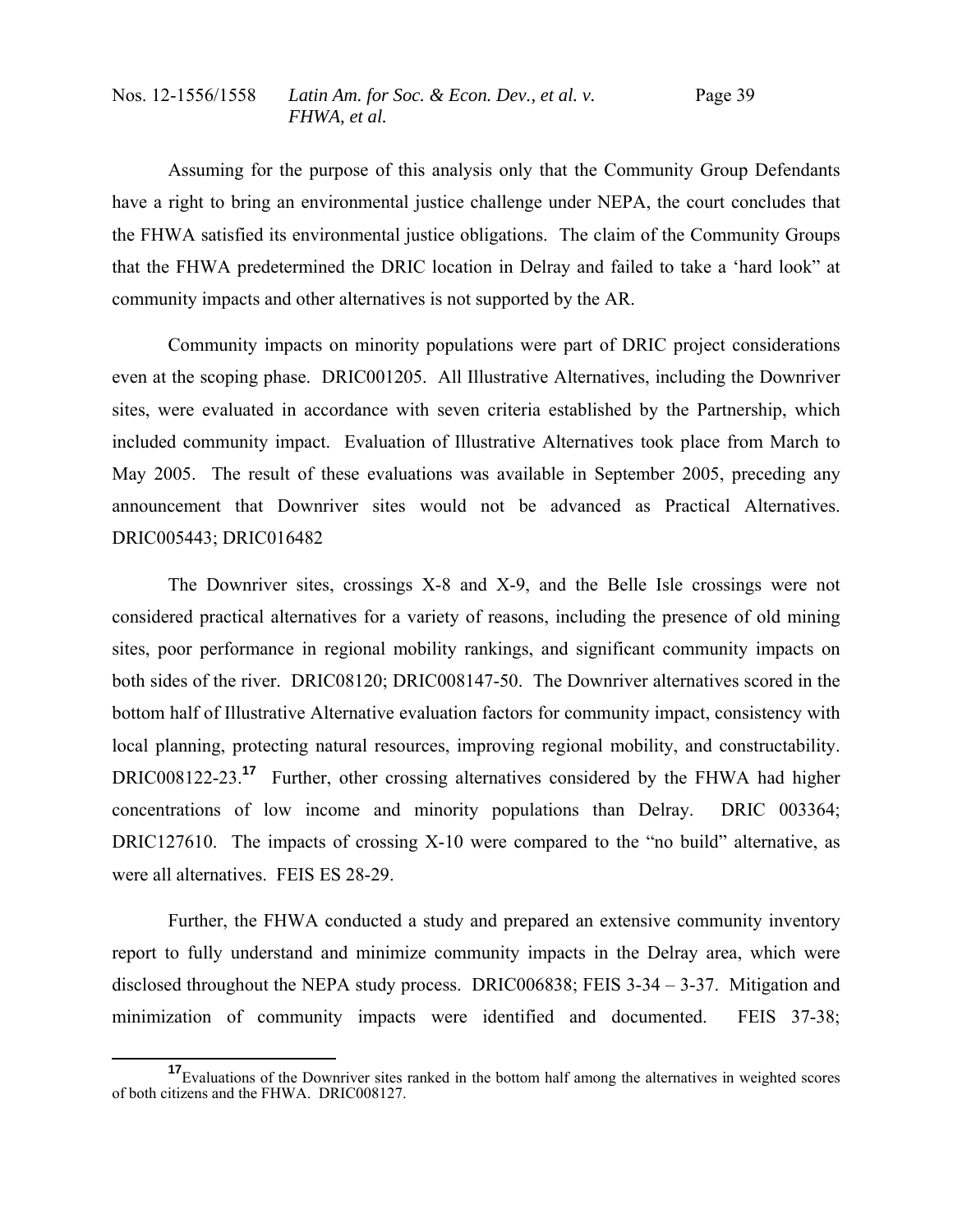Assuming for the purpose of this analysis only that the Community Group Defendants have a right to bring an environmental justice challenge under NEPA, the court concludes that the FHWA satisfied its environmental justice obligations. The claim of the Community Groups that the FHWA predetermined the DRIC location in Delray and failed to take a 'hard look" at community impacts and other alternatives is not supported by the AR.

Community impacts on minority populations were part of DRIC project considerations even at the scoping phase. DRIC001205. All Illustrative Alternatives, including the Downriver sites, were evaluated in accordance with seven criteria established by the Partnership, which included community impact. Evaluation of Illustrative Alternatives took place from March to May 2005. The result of these evaluations was available in September 2005, preceding any announcement that Downriver sites would not be advanced as Practical Alternatives. DRIC005443; DRIC016482

The Downriver sites, crossings X-8 and X-9, and the Belle Isle crossings were not considered practical alternatives for a variety of reasons, including the presence of old mining sites, poor performance in regional mobility rankings, and significant community impacts on both sides of the river. DRIC08120; DRIC008147-50. The Downriver alternatives scored in the bottom half of Illustrative Alternative evaluation factors for community impact, consistency with local planning, protecting natural resources, improving regional mobility, and constructability. DRIC008122-23.[17] Further, other crossing alternatives considered by the FHWA had higher concentrations of low income and minority populations than Delray. DRIC 003364; DRIC127610. The impacts of crossing X-10 were compared to the "no build" alternative, as were all alternatives. FEIS ES 28-29.

Further, the FHWA conducted a study and prepared an extensive community inventory report to fully understand and minimize community impacts in the Delray area, which were disclosed throughout the NEPA study process. DRIC006838; FEIS 3-34 – 3-37. Mitigation and minimization of community impacts were identified and documented. FEIS 37-38;

[17] Evaluations of the Downriver sites ranked in the bottom half among the alternatives in weighted scores of both citizens and the FHWA. DRIC008127.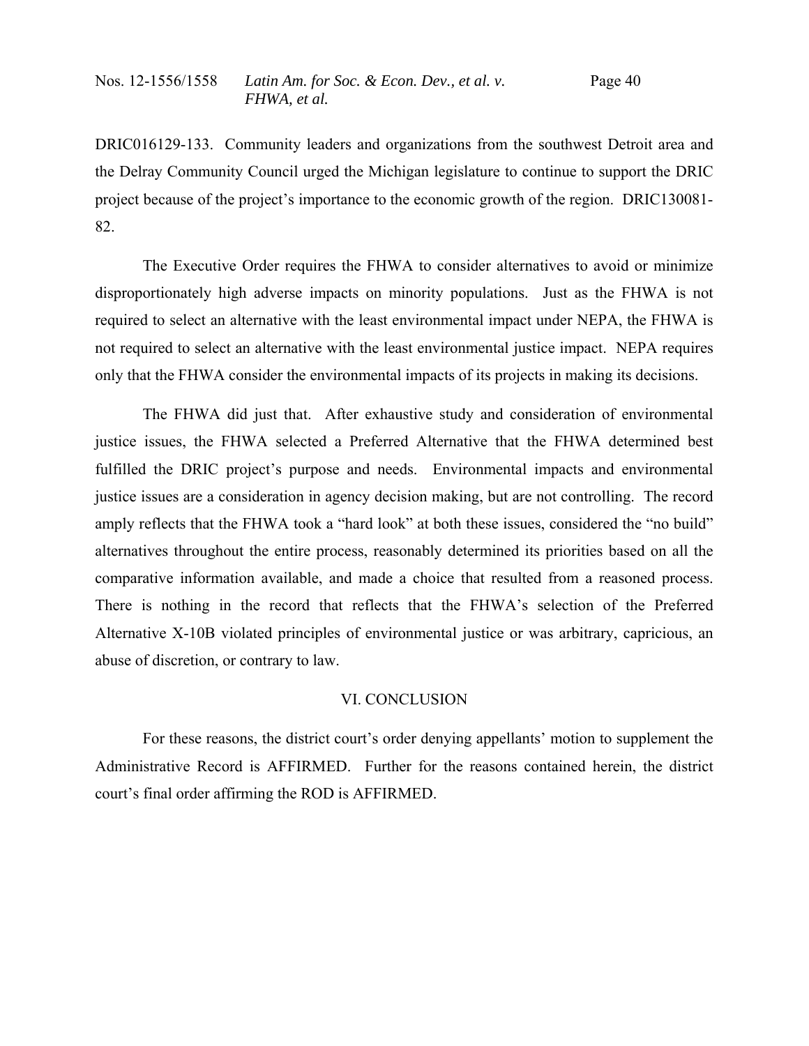DRIC016129-133. Community leaders and organizations from the southwest Detroit area and the Delray Community Council urged the Michigan legislature to continue to support the DRIC project because of the project's importance to the economic growth of the region. DRIC130081-82.

The Executive Order requires the FHWA to consider alternatives to avoid or minimize disproportionately high adverse impacts on minority populations. Just as the FHWA is not required to select an alternative with the least environmental impact under NEPA, the FHWA is not required to select an alternative with the least environmental justice impact. NEPA requires only that the FHWA consider the environmental impacts of its projects in making its decisions.

The FHWA did just that. After exhaustive study and consideration of environmental justice issues, the FHWA selected a Preferred Alternative that the FHWA determined best fulfilled the DRIC project's purpose and needs. Environmental impacts and environmental justice issues are a consideration in agency decision making, but are not controlling. The record amply reflects that the FHWA took a "hard look" at both these issues, considered the "no build" alternatives throughout the entire process, reasonably determined its priorities based on all the comparative information available, and made a choice that resulted from a reasoned process. There is nothing in the record that reflects that the FHWA's selection of the Preferred Alternative X-10B violated principles of environmental justice or was arbitrary, capricious, an abuse of discretion, or contrary to law.

## VI. CONCLUSION

For these reasons, the district court's order denying appellants' motion to supplement the Administrative Record is AFFIRMED. Further for the reasons contained herein, the district court's final order affirming the ROD is AFFIRMED.